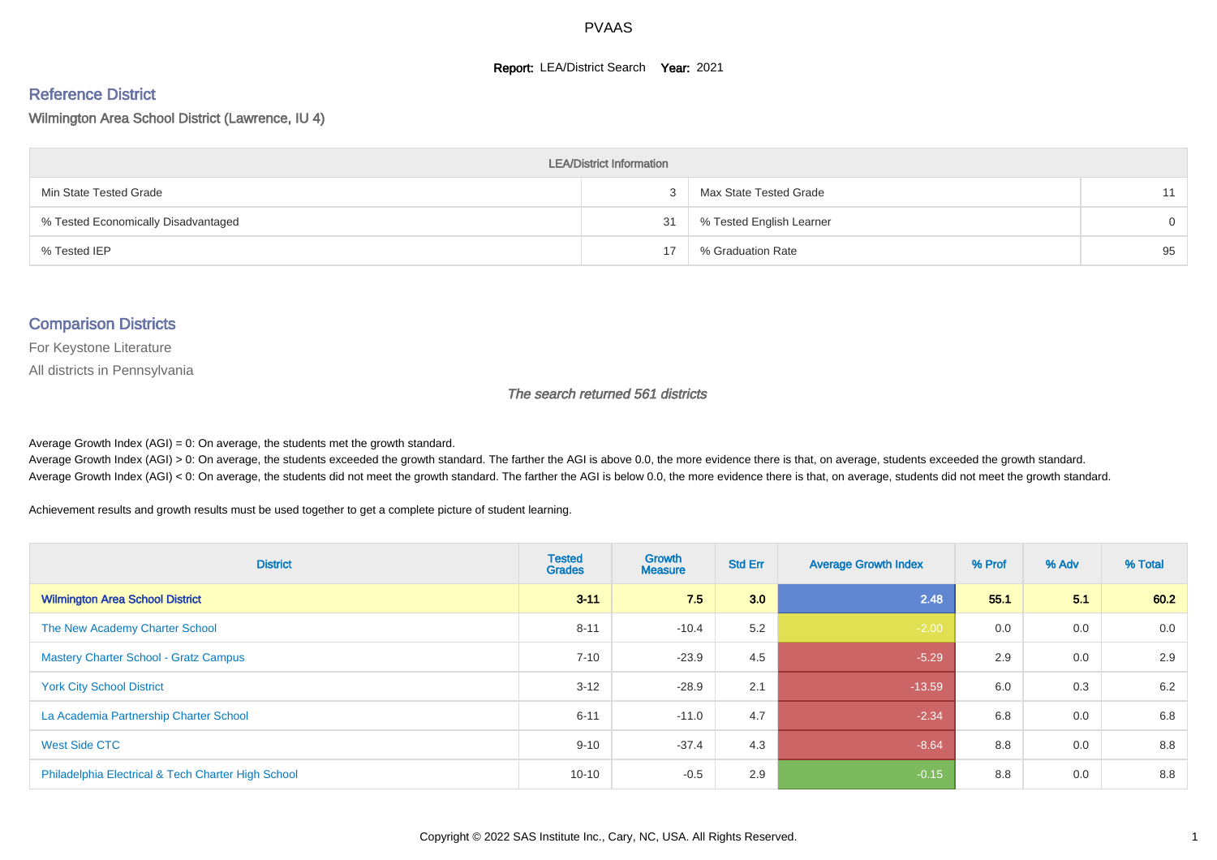# PVAAS

**Report:** LEA/District Search **Year:** 2021

## Reference District

Wilmington Area School District (Lawrence, IU 4)

| LEA/District Information | | | |
|---|---|---|---|
| Min State Tested Grade | 3 | Max State Tested Grade | 11 |
| % Tested Economically Disadvantaged | 31 | % Tested English Learner | 0 |
| % Tested IEP | 17 | % Graduation Rate | 95 |

## Comparison Districts

For Keystone Literature

All districts in Pennsylvania

*The search returned 561 districts*

Average Growth Index (AGI) = 0: On average, the students met the growth standard.
Average Growth Index (AGI) > 0: On average, the students exceeded the growth standard. The farther the AGI is above 0.0, the more evidence there is that, on average, students exceeded the growth standard.
Average Growth Index (AGI) < 0: On average, the students did not meet the growth standard. The farther the AGI is below 0.0, the more evidence there is that, on average, students did not meet the growth standard.

Achievement results and growth results must be used together to get a complete picture of student learning.

| District | Tested Grades | Growth Measure | Std Err | Average Growth Index | % Prof | % Adv | % Total |
|---|---|---|---|---|---|---|---|
| **Wilmington Area School District** | **3-11** | **7.5** | **3.0** | **2.48** | **55.1** | **5.1** | **60.2** |
| The New Academy Charter School | 8-11 | -10.4 | 5.2 | -2.00 | 0.0 | 0.0 | 0.0 |
| Mastery Charter School - Gratz Campus | 7-10 | -23.9 | 4.5 | -5.29 | 2.9 | 0.0 | 2.9 |
| York City School District | 3-12 | -28.9 | 2.1 | -13.59 | 6.0 | 0.3 | 6.2 |
| La Academia Partnership Charter School | 6-11 | -11.0 | 4.7 | -2.34 | 6.8 | 0.0 | 6.8 |
| West Side CTC | 9-10 | -37.4 | 4.3 | -8.64 | 8.8 | 0.0 | 8.8 |
| Philadelphia Electrical & Tech Charter High School | 10-10 | -0.5 | 2.9 | -0.15 | 8.8 | 0.0 | 8.8 |

Copyright © 2022 SAS Institute Inc., Cary, NC, USA. All Rights Reserved.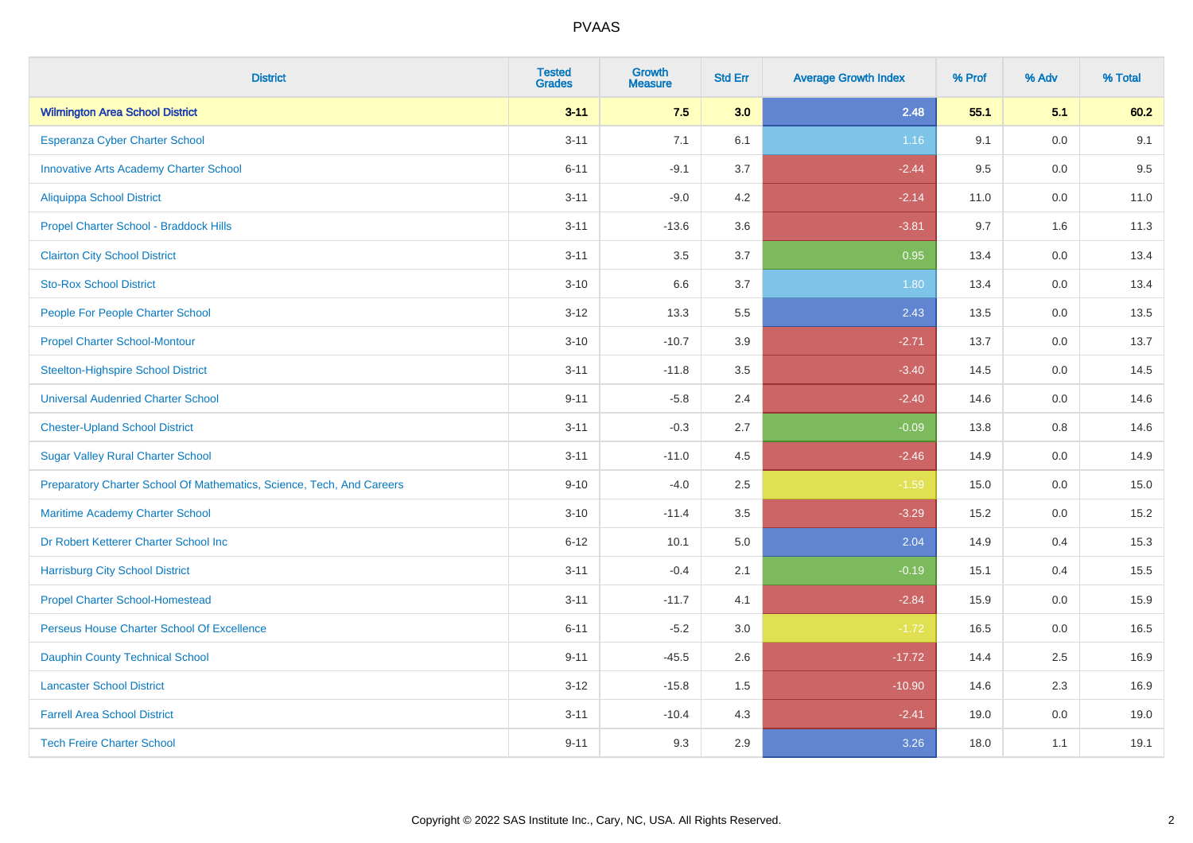# PVAAS

| District | Tested Grades | Growth Measure | Std Err | Average Growth Index | % Prof | % Adv | % Total |
|---|---|---|---|---|---|---|---|
| **Wilmington Area School District** | **3-11** | **7.5** | **3.0** | **2.48** | **55.1** | **5.1** | **60.2** |
| Esperanza Cyber Charter School | 3-11 | 7.1 | 6.1 | 1.16 | 9.1 | 0.0 | 9.1 |
| Innovative Arts Academy Charter School | 6-11 | -9.1 | 3.7 | -2.44 | 9.5 | 0.0 | 9.5 |
| Aliquippa School District | 3-11 | -9.0 | 4.2 | -2.14 | 11.0 | 0.0 | 11.0 |
| Propel Charter School - Braddock Hills | 3-11 | -13.6 | 3.6 | -3.81 | 9.7 | 1.6 | 11.3 |
| Clairton City School District | 3-11 | 3.5 | 3.7 | 0.95 | 13.4 | 0.0 | 13.4 |
| Sto-Rox School District | 3-10 | 6.6 | 3.7 | 1.80 | 13.4 | 0.0 | 13.4 |
| People For People Charter School | 3-12 | 13.3 | 5.5 | 2.43 | 13.5 | 0.0 | 13.5 |
| Propel Charter School-Montour | 3-10 | -10.7 | 3.9 | -2.71 | 13.7 | 0.0 | 13.7 |
| Steelton-Highspire School District | 3-11 | -11.8 | 3.5 | -3.40 | 14.5 | 0.0 | 14.5 |
| Universal Audenried Charter School | 9-11 | -5.8 | 2.4 | -2.40 | 14.6 | 0.0 | 14.6 |
| Chester-Upland School District | 3-11 | -0.3 | 2.7 | -0.09 | 13.8 | 0.8 | 14.6 |
| Sugar Valley Rural Charter School | 3-11 | -11.0 | 4.5 | -2.46 | 14.9 | 0.0 | 14.9 |
| Preparatory Charter School Of Mathematics, Science, Tech, And Careers | 9-10 | -4.0 | 2.5 | -1.59 | 15.0 | 0.0 | 15.0 |
| Maritime Academy Charter School | 3-10 | -11.4 | 3.5 | -3.29 | 15.2 | 0.0 | 15.2 |
| Dr Robert Ketterer Charter School Inc | 6-12 | 10.1 | 5.0 | 2.04 | 14.9 | 0.4 | 15.3 |
| Harrisburg City School District | 3-11 | -0.4 | 2.1 | -0.19 | 15.1 | 0.4 | 15.5 |
| Propel Charter School-Homestead | 3-11 | -11.7 | 4.1 | -2.84 | 15.9 | 0.0 | 15.9 |
| Perseus House Charter School Of Excellence | 6-11 | -5.2 | 3.0 | -1.72 | 16.5 | 0.0 | 16.5 |
| Dauphin County Technical School | 9-11 | -45.5 | 2.6 | -17.72 | 14.4 | 2.5 | 16.9 |
| Lancaster School District | 3-12 | -15.8 | 1.5 | -10.90 | 14.6 | 2.3 | 16.9 |
| Farrell Area School District | 3-11 | -10.4 | 4.3 | -2.41 | 19.0 | 0.0 | 19.0 |
| Tech Freire Charter School | 9-11 | 9.3 | 2.9 | 3.26 | 18.0 | 1.1 | 19.1 |

Copyright © 2022 SAS Institute Inc., Cary, NC, USA. All Rights Reserved.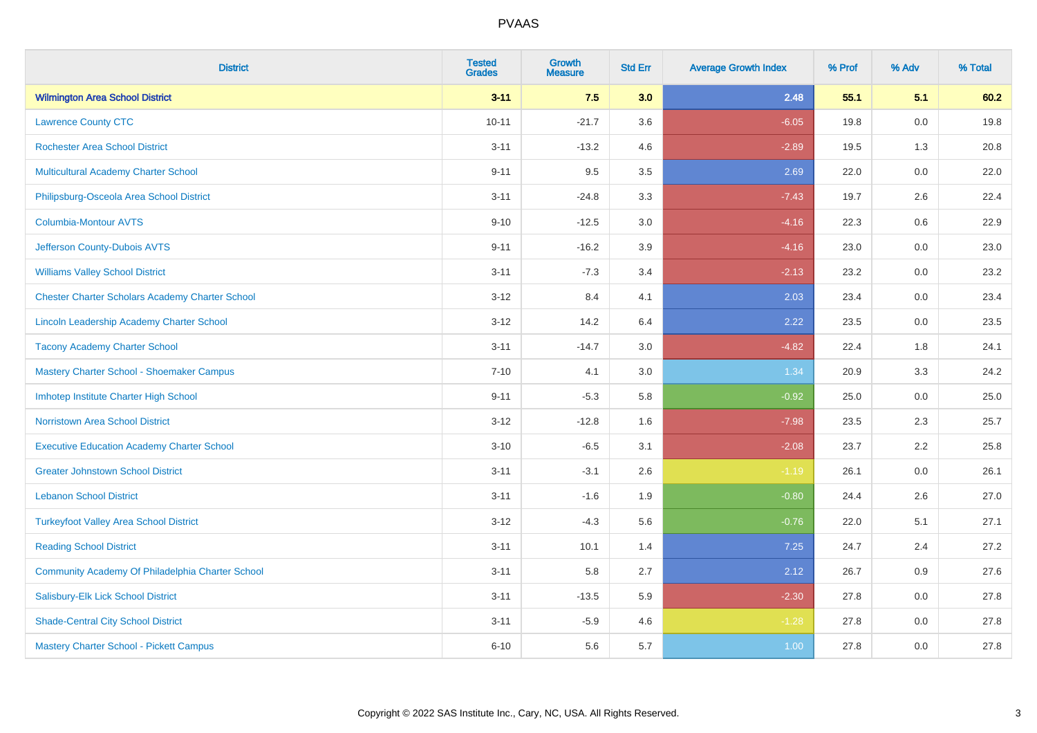# PVAAS

| District | Tested Grades | Growth Measure | Std Err | Average Growth Index | % Prof | % Adv | % Total |
|---|---|---|---|---|---|---|---|
| **Wilmington Area School District** | **3-11** | **7.5** | **3.0** | **2.48** | **55.1** | **5.1** | **60.2** |
| Lawrence County CTC | 10-11 | -21.7 | 3.6 | -6.05 | 19.8 | 0.0 | 19.8 |
| Rochester Area School District | 3-11 | -13.2 | 4.6 | -2.89 | 19.5 | 1.3 | 20.8 |
| Multicultural Academy Charter School | 9-11 | 9.5 | 3.5 | 2.69 | 22.0 | 0.0 | 22.0 |
| Philipsburg-Osceola Area School District | 3-11 | -24.8 | 3.3 | -7.43 | 19.7 | 2.6 | 22.4 |
| Columbia-Montour AVTS | 9-10 | -12.5 | 3.0 | -4.16 | 22.3 | 0.6 | 22.9 |
| Jefferson County-Dubois AVTS | 9-11 | -16.2 | 3.9 | -4.16 | 23.0 | 0.0 | 23.0 |
| Williams Valley School District | 3-11 | -7.3 | 3.4 | -2.13 | 23.2 | 0.0 | 23.2 |
| Chester Charter Scholars Academy Charter School | 3-12 | 8.4 | 4.1 | 2.03 | 23.4 | 0.0 | 23.4 |
| Lincoln Leadership Academy Charter School | 3-12 | 14.2 | 6.4 | 2.22 | 23.5 | 0.0 | 23.5 |
| Tacony Academy Charter School | 3-11 | -14.7 | 3.0 | -4.82 | 22.4 | 1.8 | 24.1 |
| Mastery Charter School - Shoemaker Campus | 7-10 | 4.1 | 3.0 | 1.34 | 20.9 | 3.3 | 24.2 |
| Imhotep Institute Charter High School | 9-11 | -5.3 | 5.8 | -0.92 | 25.0 | 0.0 | 25.0 |
| Norristown Area School District | 3-12 | -12.8 | 1.6 | -7.98 | 23.5 | 2.3 | 25.7 |
| Executive Education Academy Charter School | 3-10 | -6.5 | 3.1 | -2.08 | 23.7 | 2.2 | 25.8 |
| Greater Johnstown School District | 3-11 | -3.1 | 2.6 | -1.19 | 26.1 | 0.0 | 26.1 |
| Lebanon School District | 3-11 | -1.6 | 1.9 | -0.80 | 24.4 | 2.6 | 27.0 |
| Turkeyfoot Valley Area School District | 3-12 | -4.3 | 5.6 | -0.76 | 22.0 | 5.1 | 27.1 |
| Reading School District | 3-11 | 10.1 | 1.4 | 7.25 | 24.7 | 2.4 | 27.2 |
| Community Academy Of Philadelphia Charter School | 3-11 | 5.8 | 2.7 | 2.12 | 26.7 | 0.9 | 27.6 |
| Salisbury-Elk Lick School District | 3-11 | -13.5 | 5.9 | -2.30 | 27.8 | 0.0 | 27.8 |
| Shade-Central City School District | 3-11 | -5.9 | 4.6 | -1.28 | 27.8 | 0.0 | 27.8 |
| Mastery Charter School - Pickett Campus | 6-10 | 5.6 | 5.7 | 1.00 | 27.8 | 0.0 | 27.8 |

Copyright © 2022 SAS Institute Inc., Cary, NC, USA. All Rights Reserved.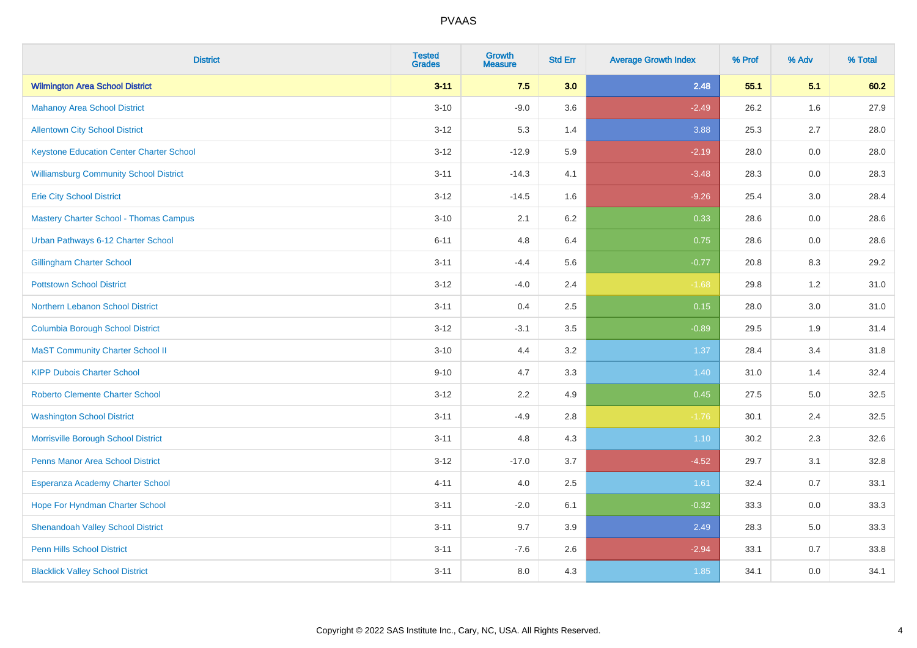PVAAS

| District | Tested Grades | Growth Measure | Std Err | Average Growth Index | % Prof | % Adv | % Total |
|---|---|---|---|---|---|---|---|
| **Wilmington Area School District** | **3-11** | **7.5** | **3.0** | **2.48** | **55.1** | **5.1** | **60.2** |
| Mahanoy Area School District | 3-10 | -9.0 | 3.6 | -2.49 | 26.2 | 1.6 | 27.9 |
| Allentown City School District | 3-12 | 5.3 | 1.4 | 3.88 | 25.3 | 2.7 | 28.0 |
| Keystone Education Center Charter School | 3-12 | -12.9 | 5.9 | -2.19 | 28.0 | 0.0 | 28.0 |
| Williamsburg Community School District | 3-11 | -14.3 | 4.1 | -3.48 | 28.3 | 0.0 | 28.3 |
| Erie City School District | 3-12 | -14.5 | 1.6 | -9.26 | 25.4 | 3.0 | 28.4 |
| Mastery Charter School - Thomas Campus | 3-10 | 2.1 | 6.2 | 0.33 | 28.6 | 0.0 | 28.6 |
| Urban Pathways 6-12 Charter School | 6-11 | 4.8 | 6.4 | 0.75 | 28.6 | 0.0 | 28.6 |
| Gillingham Charter School | 3-11 | -4.4 | 5.6 | -0.77 | 20.8 | 8.3 | 29.2 |
| Pottstown School District | 3-12 | -4.0 | 2.4 | -1.68 | 29.8 | 1.2 | 31.0 |
| Northern Lebanon School District | 3-11 | 0.4 | 2.5 | 0.15 | 28.0 | 3.0 | 31.0 |
| Columbia Borough School District | 3-12 | -3.1 | 3.5 | -0.89 | 29.5 | 1.9 | 31.4 |
| MaST Community Charter School II | 3-10 | 4.4 | 3.2 | 1.37 | 28.4 | 3.4 | 31.8 |
| KIPP Dubois Charter School | 9-10 | 4.7 | 3.3 | 1.40 | 31.0 | 1.4 | 32.4 |
| Roberto Clemente Charter School | 3-12 | 2.2 | 4.9 | 0.45 | 27.5 | 5.0 | 32.5 |
| Washington School District | 3-11 | -4.9 | 2.8 | -1.76 | 30.1 | 2.4 | 32.5 |
| Morrisville Borough School District | 3-11 | 4.8 | 4.3 | 1.10 | 30.2 | 2.3 | 32.6 |
| Penns Manor Area School District | 3-12 | -17.0 | 3.7 | -4.52 | 29.7 | 3.1 | 32.8 |
| Esperanza Academy Charter School | 4-11 | 4.0 | 2.5 | 1.61 | 32.4 | 0.7 | 33.1 |
| Hope For Hyndman Charter School | 3-11 | -2.0 | 6.1 | -0.32 | 33.3 | 0.0 | 33.3 |
| Shenandoah Valley School District | 3-11 | 9.7 | 3.9 | 2.49 | 28.3 | 5.0 | 33.3 |
| Penn Hills School District | 3-11 | -7.6 | 2.6 | -2.94 | 33.1 | 0.7 | 33.8 |
| Blacklick Valley School District | 3-11 | 8.0 | 4.3 | 1.85 | 34.1 | 0.0 | 34.1 |

Copyright © 2022 SAS Institute Inc., Cary, NC, USA. All Rights Reserved.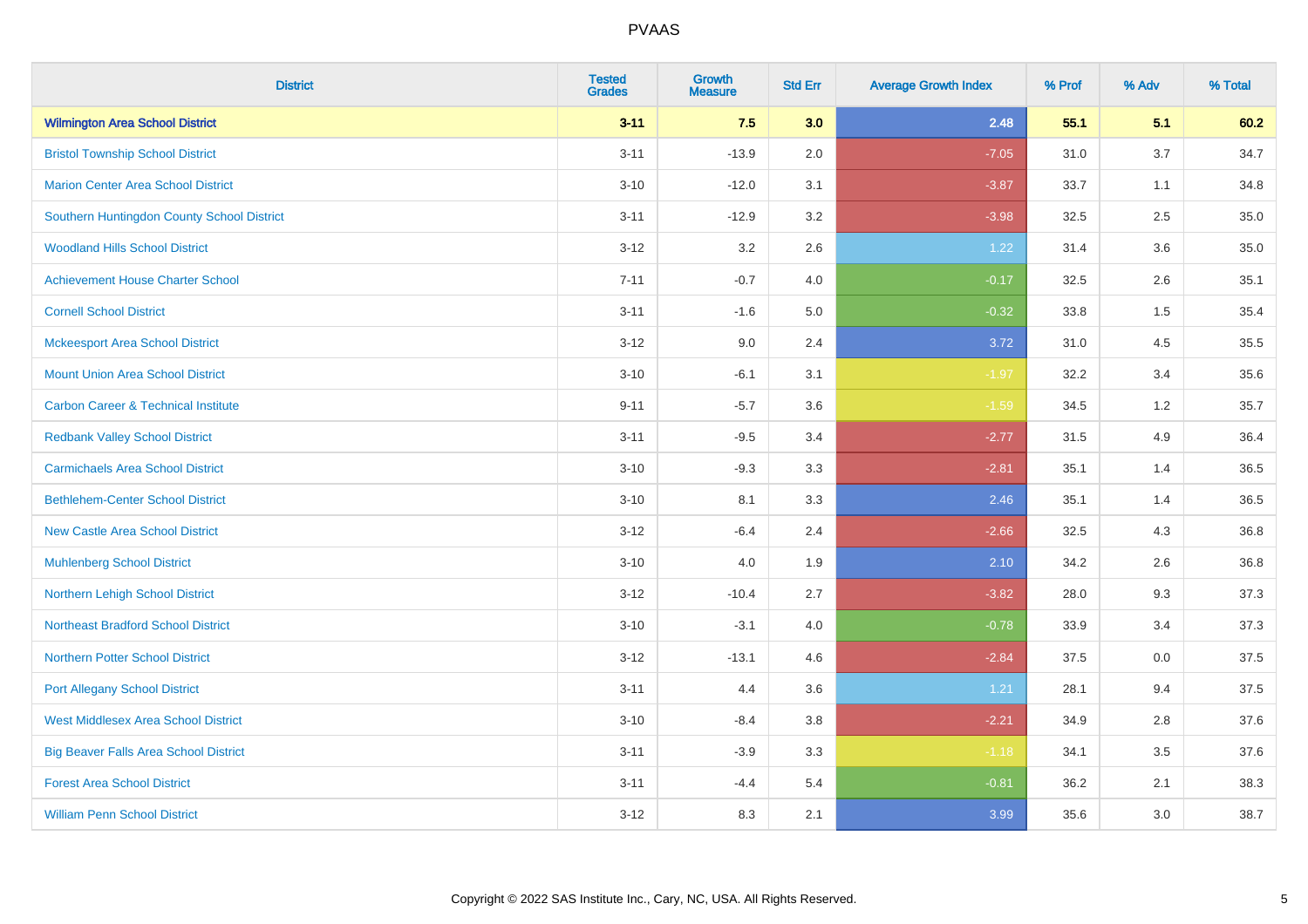# PVAAS

| District | Tested Grades | Growth Measure | Std Err | Average Growth Index | % Prof | % Adv | % Total |
|---|---|---|---|---|---|---|---|
| **Wilmington Area School District** | **3-11** | **7.5** | **3.0** | **2.48** | **55.1** | **5.1** | **60.2** |
| Bristol Township School District | 3-11 | -13.9 | 2.0 | -7.05 | 31.0 | 3.7 | 34.7 |
| Marion Center Area School District | 3-10 | -12.0 | 3.1 | -3.87 | 33.7 | 1.1 | 34.8 |
| Southern Huntingdon County School District | 3-11 | -12.9 | 3.2 | -3.98 | 32.5 | 2.5 | 35.0 |
| Woodland Hills School District | 3-12 | 3.2 | 2.6 | 1.22 | 31.4 | 3.6 | 35.0 |
| Achievement House Charter School | 7-11 | -0.7 | 4.0 | -0.17 | 32.5 | 2.6 | 35.1 |
| Cornell School District | 3-11 | -1.6 | 5.0 | -0.32 | 33.8 | 1.5 | 35.4 |
| Mckeesport Area School District | 3-12 | 9.0 | 2.4 | 3.72 | 31.0 | 4.5 | 35.5 |
| Mount Union Area School District | 3-10 | -6.1 | 3.1 | -1.97 | 32.2 | 3.4 | 35.6 |
| Carbon Career & Technical Institute | 9-11 | -5.7 | 3.6 | -1.59 | 34.5 | 1.2 | 35.7 |
| Redbank Valley School District | 3-11 | -9.5 | 3.4 | -2.77 | 31.5 | 4.9 | 36.4 |
| Carmichaels Area School District | 3-10 | -9.3 | 3.3 | -2.81 | 35.1 | 1.4 | 36.5 |
| Bethlehem-Center School District | 3-10 | 8.1 | 3.3 | 2.46 | 35.1 | 1.4 | 36.5 |
| New Castle Area School District | 3-12 | -6.4 | 2.4 | -2.66 | 32.5 | 4.3 | 36.8 |
| Muhlenberg School District | 3-10 | 4.0 | 1.9 | 2.10 | 34.2 | 2.6 | 36.8 |
| Northern Lehigh School District | 3-12 | -10.4 | 2.7 | -3.82 | 28.0 | 9.3 | 37.3 |
| Northeast Bradford School District | 3-10 | -3.1 | 4.0 | -0.78 | 33.9 | 3.4 | 37.3 |
| Northern Potter School District | 3-12 | -13.1 | 4.6 | -2.84 | 37.5 | 0.0 | 37.5 |
| Port Allegany School District | 3-11 | 4.4 | 3.6 | 1.21 | 28.1 | 9.4 | 37.5 |
| West Middlesex Area School District | 3-10 | -8.4 | 3.8 | -2.21 | 34.9 | 2.8 | 37.6 |
| Big Beaver Falls Area School District | 3-11 | -3.9 | 3.3 | -1.18 | 34.1 | 3.5 | 37.6 |
| Forest Area School District | 3-11 | -4.4 | 5.4 | -0.81 | 36.2 | 2.1 | 38.3 |
| William Penn School District | 3-12 | 8.3 | 2.1 | 3.99 | 35.6 | 3.0 | 38.7 |

Copyright © 2022 SAS Institute Inc., Cary, NC, USA. All Rights Reserved.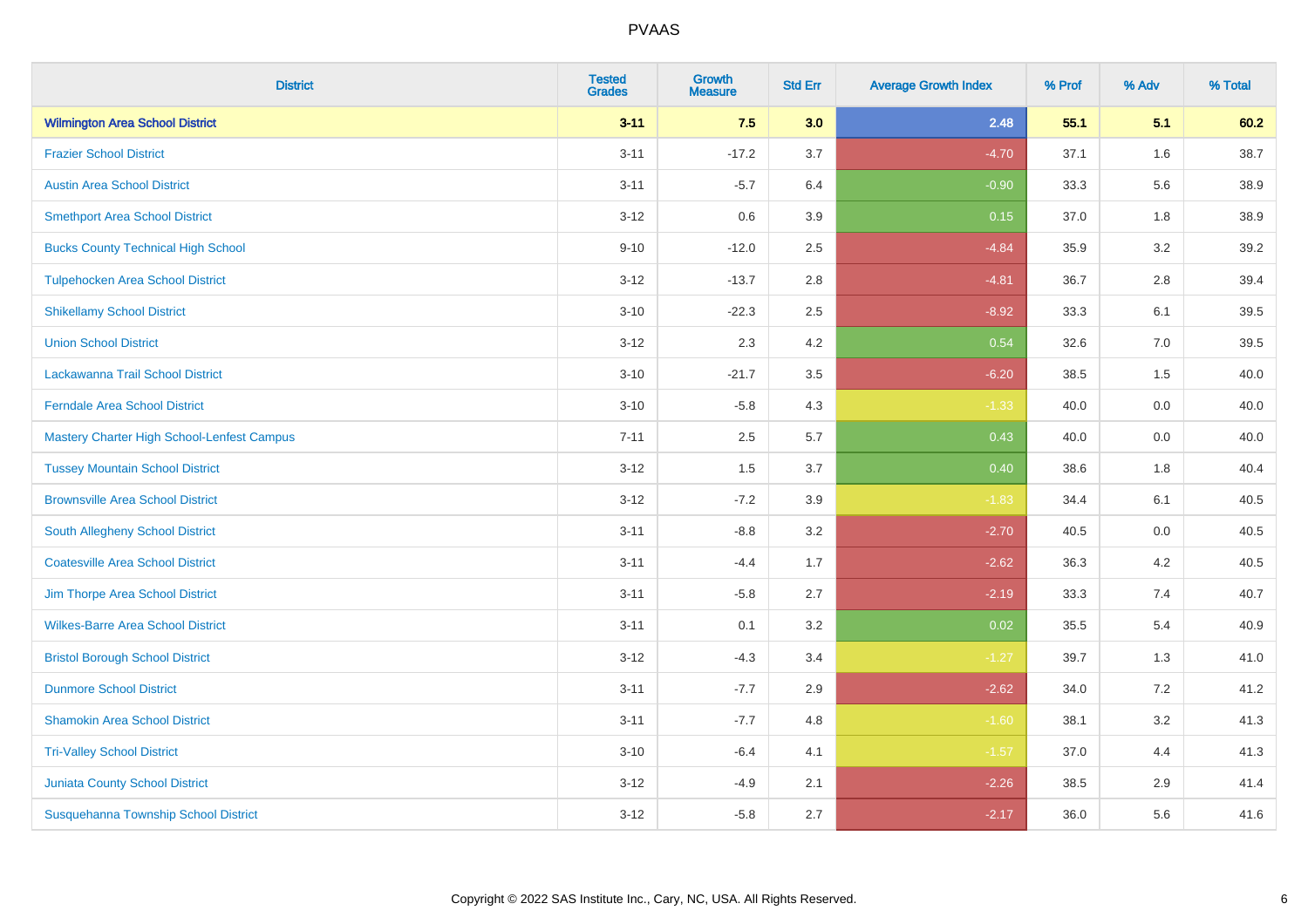| District | Tested Grades | Growth Measure | Std Err | Average Growth Index | % Prof | % Adv | % Total |
|---|---|---|---|---|---|---|---|
| **Wilmington Area School District** | **3-11** | **7.5** | **3.0** | **2.48** | **55.1** | **5.1** | **60.2** |
| Frazier School District | 3-11 | -17.2 | 3.7 | -4.70 | 37.1 | 1.6 | 38.7 |
| Austin Area School District | 3-11 | -5.7 | 6.4 | -0.90 | 33.3 | 5.6 | 38.9 |
| Smethport Area School District | 3-12 | 0.6 | 3.9 | 0.15 | 37.0 | 1.8 | 38.9 |
| Bucks County Technical High School | 9-10 | -12.0 | 2.5 | -4.84 | 35.9 | 3.2 | 39.2 |
| Tulpehocken Area School District | 3-12 | -13.7 | 2.8 | -4.81 | 36.7 | 2.8 | 39.4 |
| Shikellamy School District | 3-10 | -22.3 | 2.5 | -8.92 | 33.3 | 6.1 | 39.5 |
| Union School District | 3-12 | 2.3 | 4.2 | 0.54 | 32.6 | 7.0 | 39.5 |
| Lackawanna Trail School District | 3-10 | -21.7 | 3.5 | -6.20 | 38.5 | 1.5 | 40.0 |
| Ferndale Area School District | 3-10 | -5.8 | 4.3 | -1.33 | 40.0 | 0.0 | 40.0 |
| Mastery Charter High School-Lenfest Campus | 7-11 | 2.5 | 5.7 | 0.43 | 40.0 | 0.0 | 40.0 |
| Tussey Mountain School District | 3-12 | 1.5 | 3.7 | 0.40 | 38.6 | 1.8 | 40.4 |
| Brownsville Area School District | 3-12 | -7.2 | 3.9 | -1.83 | 34.4 | 6.1 | 40.5 |
| South Allegheny School District | 3-11 | -8.8 | 3.2 | -2.70 | 40.5 | 0.0 | 40.5 |
| Coatesville Area School District | 3-11 | -4.4 | 1.7 | -2.62 | 36.3 | 4.2 | 40.5 |
| Jim Thorpe Area School District | 3-11 | -5.8 | 2.7 | -2.19 | 33.3 | 7.4 | 40.7 |
| Wilkes-Barre Area School District | 3-11 | 0.1 | 3.2 | 0.02 | 35.5 | 5.4 | 40.9 |
| Bristol Borough School District | 3-12 | -4.3 | 3.4 | -1.27 | 39.7 | 1.3 | 41.0 |
| Dunmore School District | 3-11 | -7.7 | 2.9 | -2.62 | 34.0 | 7.2 | 41.2 |
| Shamokin Area School District | 3-11 | -7.7 | 4.8 | -1.60 | 38.1 | 3.2 | 41.3 |
| Tri-Valley School District | 3-10 | -6.4 | 4.1 | -1.57 | 37.0 | 4.4 | 41.3 |
| Juniata County School District | 3-12 | -4.9 | 2.1 | -2.26 | 38.5 | 2.9 | 41.4 |
| Susquehanna Township School District | 3-12 | -5.8 | 2.7 | -2.17 | 36.0 | 5.6 | 41.6 |

Copyright © 2022 SAS Institute Inc., Cary, NC, USA. All Rights Reserved.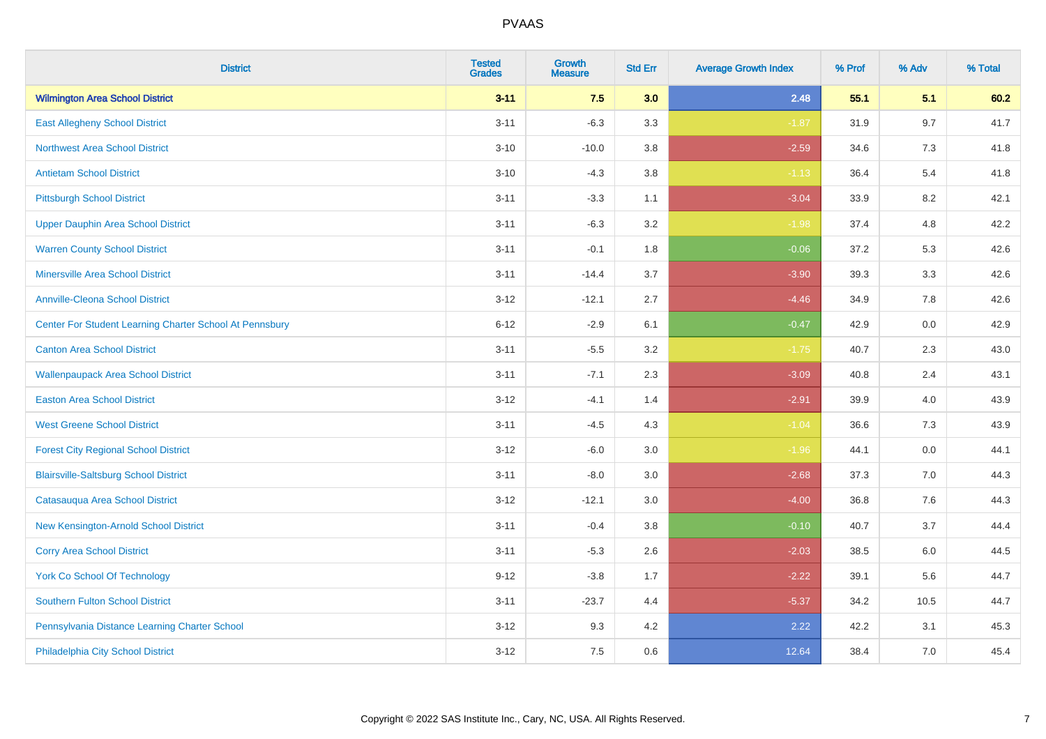# PVAAS

| District | Tested Grades | Growth Measure | Std Err | Average Growth Index | % Prof | % Adv | % Total |
|---|---|---|---|---|---|---|---|
| **Wilmington Area School District** | **3-11** | **7.5** | **3.0** | **2.48** | **55.1** | **5.1** | **60.2** |
| East Allegheny School District | 3-11 | -6.3 | 3.3 | -1.87 | 31.9 | 9.7 | 41.7 |
| Northwest Area School District | 3-10 | -10.0 | 3.8 | -2.59 | 34.6 | 7.3 | 41.8 |
| Antietam School District | 3-10 | -4.3 | 3.8 | -1.13 | 36.4 | 5.4 | 41.8 |
| Pittsburgh School District | 3-11 | -3.3 | 1.1 | -3.04 | 33.9 | 8.2 | 42.1 |
| Upper Dauphin Area School District | 3-11 | -6.3 | 3.2 | -1.98 | 37.4 | 4.8 | 42.2 |
| Warren County School District | 3-11 | -0.1 | 1.8 | -0.06 | 37.2 | 5.3 | 42.6 |
| Minersville Area School District | 3-11 | -14.4 | 3.7 | -3.90 | 39.3 | 3.3 | 42.6 |
| Annville-Cleona School District | 3-12 | -12.1 | 2.7 | -4.46 | 34.9 | 7.8 | 42.6 |
| Center For Student Learning Charter School At Pennsbury | 6-12 | -2.9 | 6.1 | -0.47 | 42.9 | 0.0 | 42.9 |
| Canton Area School District | 3-11 | -5.5 | 3.2 | -1.75 | 40.7 | 2.3 | 43.0 |
| Wallenpaupack Area School District | 3-11 | -7.1 | 2.3 | -3.09 | 40.8 | 2.4 | 43.1 |
| Easton Area School District | 3-12 | -4.1 | 1.4 | -2.91 | 39.9 | 4.0 | 43.9 |
| West Greene School District | 3-11 | -4.5 | 4.3 | -1.04 | 36.6 | 7.3 | 43.9 |
| Forest City Regional School District | 3-12 | -6.0 | 3.0 | -1.96 | 44.1 | 0.0 | 44.1 |
| Blairsville-Saltsburg School District | 3-11 | -8.0 | 3.0 | -2.68 | 37.3 | 7.0 | 44.3 |
| Catasauqua Area School District | 3-12 | -12.1 | 3.0 | -4.00 | 36.8 | 7.6 | 44.3 |
| New Kensington-Arnold School District | 3-11 | -0.4 | 3.8 | -0.10 | 40.7 | 3.7 | 44.4 |
| Corry Area School District | 3-11 | -5.3 | 2.6 | -2.03 | 38.5 | 6.0 | 44.5 |
| York Co School Of Technology | 9-12 | -3.8 | 1.7 | -2.22 | 39.1 | 5.6 | 44.7 |
| Southern Fulton School District | 3-11 | -23.7 | 4.4 | -5.37 | 34.2 | 10.5 | 44.7 |
| Pennsylvania Distance Learning Charter School | 3-12 | 9.3 | 4.2 | 2.22 | 42.2 | 3.1 | 45.3 |
| Philadelphia City School District | 3-12 | 7.5 | 0.6 | 12.64 | 38.4 | 7.0 | 45.4 |

Copyright © 2022 SAS Institute Inc., Cary, NC, USA. All Rights Reserved.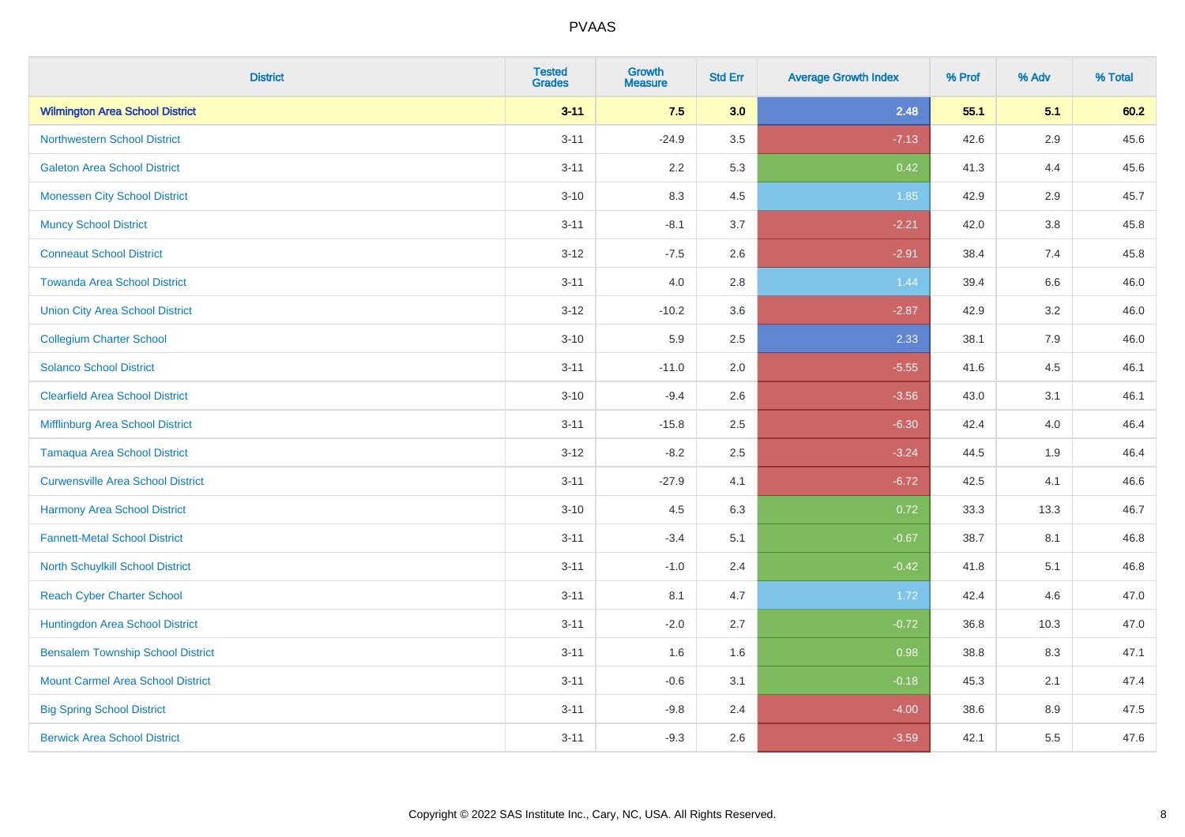| District | Tested Grades | Growth Measure | Std Err | Average Growth Index | % Prof | % Adv | % Total |
|---|---|---|---|---|---|---|---|
| **Wilmington Area School District** | **3-11** | **7.5** | **3.0** | **2.48** | **55.1** | **5.1** | **60.2** |
| Northwestern School District | 3-11 | -24.9 | 3.5 | -7.13 | 42.6 | 2.9 | 45.6 |
| Galeton Area School District | 3-11 | 2.2 | 5.3 | 0.42 | 41.3 | 4.4 | 45.6 |
| Monessen City School District | 3-10 | 8.3 | 4.5 | 1.85 | 42.9 | 2.9 | 45.7 |
| Muncy School District | 3-11 | -8.1 | 3.7 | -2.21 | 42.0 | 3.8 | 45.8 |
| Conneaut School District | 3-12 | -7.5 | 2.6 | -2.91 | 38.4 | 7.4 | 45.8 |
| Towanda Area School District | 3-11 | 4.0 | 2.8 | 1.44 | 39.4 | 6.6 | 46.0 |
| Union City Area School District | 3-12 | -10.2 | 3.6 | -2.87 | 42.9 | 3.2 | 46.0 |
| Collegium Charter School | 3-10 | 5.9 | 2.5 | 2.33 | 38.1 | 7.9 | 46.0 |
| Solanco School District | 3-11 | -11.0 | 2.0 | -5.55 | 41.6 | 4.5 | 46.1 |
| Clearfield Area School District | 3-10 | -9.4 | 2.6 | -3.56 | 43.0 | 3.1 | 46.1 |
| Mifflinburg Area School District | 3-11 | -15.8 | 2.5 | -6.30 | 42.4 | 4.0 | 46.4 |
| Tamaqua Area School District | 3-12 | -8.2 | 2.5 | -3.24 | 44.5 | 1.9 | 46.4 |
| Curwensville Area School District | 3-11 | -27.9 | 4.1 | -6.72 | 42.5 | 4.1 | 46.6 |
| Harmony Area School District | 3-10 | 4.5 | 6.3 | 0.72 | 33.3 | 13.3 | 46.7 |
| Fannett-Metal School District | 3-11 | -3.4 | 5.1 | -0.67 | 38.7 | 8.1 | 46.8 |
| North Schuylkill School District | 3-11 | -1.0 | 2.4 | -0.42 | 41.8 | 5.1 | 46.8 |
| Reach Cyber Charter School | 3-11 | 8.1 | 4.7 | 1.72 | 42.4 | 4.6 | 47.0 |
| Huntingdon Area School District | 3-11 | -2.0 | 2.7 | -0.72 | 36.8 | 10.3 | 47.0 |
| Bensalem Township School District | 3-11 | 1.6 | 1.6 | 0.98 | 38.8 | 8.3 | 47.1 |
| Mount Carmel Area School District | 3-11 | -0.6 | 3.1 | -0.18 | 45.3 | 2.1 | 47.4 |
| Big Spring School District | 3-11 | -9.8 | 2.4 | -4.00 | 38.6 | 8.9 | 47.5 |
| Berwick Area School District | 3-11 | -9.3 | 2.6 | -3.59 | 42.1 | 5.5 | 47.6 |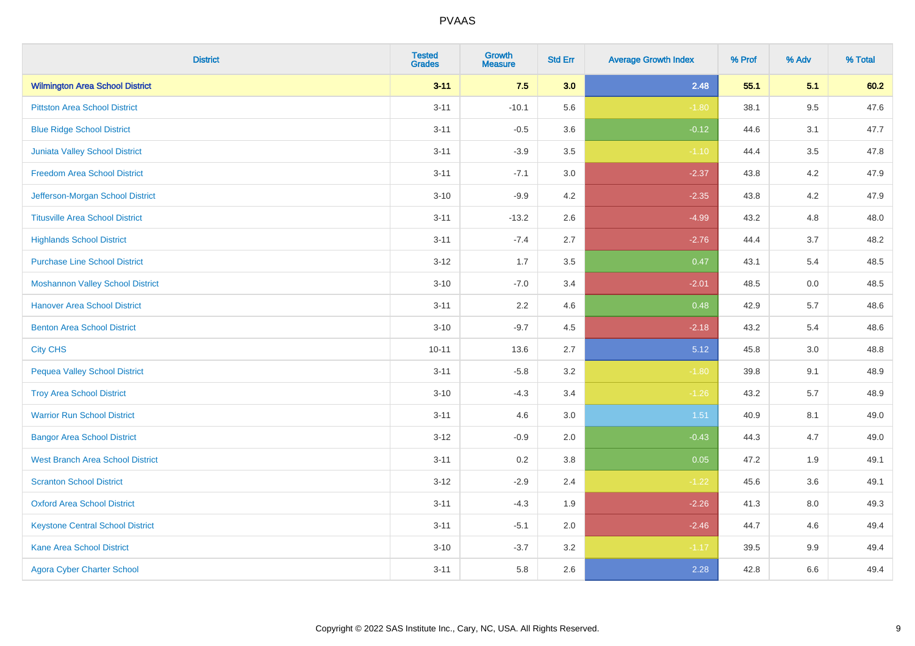| District | Tested Grades | Growth Measure | Std Err | Average Growth Index | % Prof | % Adv | % Total |
|---|---|---|---|---|---|---|---|
| **Wilmington Area School District** | **3-11** | **7.5** | **3.0** | **2.48** | **55.1** | **5.1** | **60.2** |
| Pittston Area School District | 3-11 | -10.1 | 5.6 | -1.80 | 38.1 | 9.5 | 47.6 |
| Blue Ridge School District | 3-11 | -0.5 | 3.6 | -0.12 | 44.6 | 3.1 | 47.7 |
| Juniata Valley School District | 3-11 | -3.9 | 3.5 | -1.10 | 44.4 | 3.5 | 47.8 |
| Freedom Area School District | 3-11 | -7.1 | 3.0 | -2.37 | 43.8 | 4.2 | 47.9 |
| Jefferson-Morgan School District | 3-10 | -9.9 | 4.2 | -2.35 | 43.8 | 4.2 | 47.9 |
| Titusville Area School District | 3-11 | -13.2 | 2.6 | -4.99 | 43.2 | 4.8 | 48.0 |
| Highlands School District | 3-11 | -7.4 | 2.7 | -2.76 | 44.4 | 3.7 | 48.2 |
| Purchase Line School District | 3-12 | 1.7 | 3.5 | 0.47 | 43.1 | 5.4 | 48.5 |
| Moshannon Valley School District | 3-10 | -7.0 | 3.4 | -2.01 | 48.5 | 0.0 | 48.5 |
| Hanover Area School District | 3-11 | 2.2 | 4.6 | 0.48 | 42.9 | 5.7 | 48.6 |
| Benton Area School District | 3-10 | -9.7 | 4.5 | -2.18 | 43.2 | 5.4 | 48.6 |
| City CHS | 10-11 | 13.6 | 2.7 | 5.12 | 45.8 | 3.0 | 48.8 |
| Pequea Valley School District | 3-11 | -5.8 | 3.2 | -1.80 | 39.8 | 9.1 | 48.9 |
| Troy Area School District | 3-10 | -4.3 | 3.4 | -1.26 | 43.2 | 5.7 | 48.9 |
| Warrior Run School District | 3-11 | 4.6 | 3.0 | 1.51 | 40.9 | 8.1 | 49.0 |
| Bangor Area School District | 3-12 | -0.9 | 2.0 | -0.43 | 44.3 | 4.7 | 49.0 |
| West Branch Area School District | 3-11 | 0.2 | 3.8 | 0.05 | 47.2 | 1.9 | 49.1 |
| Scranton School District | 3-12 | -2.9 | 2.4 | -1.22 | 45.6 | 3.6 | 49.1 |
| Oxford Area School District | 3-11 | -4.3 | 1.9 | -2.26 | 41.3 | 8.0 | 49.3 |
| Keystone Central School District | 3-11 | -5.1 | 2.0 | -2.46 | 44.7 | 4.6 | 49.4 |
| Kane Area School District | 3-10 | -3.7 | 3.2 | -1.17 | 39.5 | 9.9 | 49.4 |
| Agora Cyber Charter School | 3-11 | 5.8 | 2.6 | 2.28 | 42.8 | 6.6 | 49.4 |

Copyright © 2022 SAS Institute Inc., Cary, NC, USA. All Rights Reserved.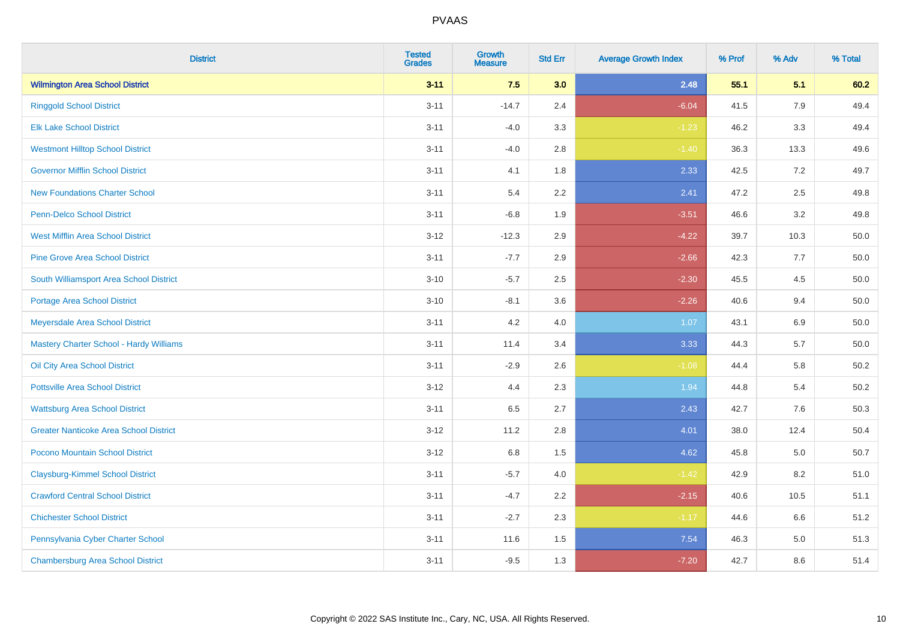# PVAAS

| District | Tested Grades | Growth Measure | Std Err | Average Growth Index | % Prof | % Adv | % Total |
|---|---|---|---|---|---|---|---|
| **Wilmington Area School District** | **3-11** | **7.5** | **3.0** | **2.48** | **55.1** | **5.1** | **60.2** |
| Ringgold School District | 3-11 | -14.7 | 2.4 | -6.04 | 41.5 | 7.9 | 49.4 |
| Elk Lake School District | 3-11 | -4.0 | 3.3 | -1.23 | 46.2 | 3.3 | 49.4 |
| Westmont Hilltop School District | 3-11 | -4.0 | 2.8 | -1.40 | 36.3 | 13.3 | 49.6 |
| Governor Mifflin School District | 3-11 | 4.1 | 1.8 | 2.33 | 42.5 | 7.2 | 49.7 |
| New Foundations Charter School | 3-11 | 5.4 | 2.2 | 2.41 | 47.2 | 2.5 | 49.8 |
| Penn-Delco School District | 3-11 | -6.8 | 1.9 | -3.51 | 46.6 | 3.2 | 49.8 |
| West Mifflin Area School District | 3-12 | -12.3 | 2.9 | -4.22 | 39.7 | 10.3 | 50.0 |
| Pine Grove Area School District | 3-11 | -7.7 | 2.9 | -2.66 | 42.3 | 7.7 | 50.0 |
| South Williamsport Area School District | 3-10 | -5.7 | 2.5 | -2.30 | 45.5 | 4.5 | 50.0 |
| Portage Area School District | 3-10 | -8.1 | 3.6 | -2.26 | 40.6 | 9.4 | 50.0 |
| Meyersdale Area School District | 3-11 | 4.2 | 4.0 | 1.07 | 43.1 | 6.9 | 50.0 |
| Mastery Charter School - Hardy Williams | 3-11 | 11.4 | 3.4 | 3.33 | 44.3 | 5.7 | 50.0 |
| Oil City Area School District | 3-11 | -2.9 | 2.6 | -1.08 | 44.4 | 5.8 | 50.2 |
| Pottsville Area School District | 3-12 | 4.4 | 2.3 | 1.94 | 44.8 | 5.4 | 50.2 |
| Wattsburg Area School District | 3-11 | 6.5 | 2.7 | 2.43 | 42.7 | 7.6 | 50.3 |
| Greater Nanticoke Area School District | 3-12 | 11.2 | 2.8 | 4.01 | 38.0 | 12.4 | 50.4 |
| Pocono Mountain School District | 3-12 | 6.8 | 1.5 | 4.62 | 45.8 | 5.0 | 50.7 |
| Claysburg-Kimmel School District | 3-11 | -5.7 | 4.0 | -1.42 | 42.9 | 8.2 | 51.0 |
| Crawford Central School District | 3-11 | -4.7 | 2.2 | -2.15 | 40.6 | 10.5 | 51.1 |
| Chichester School District | 3-11 | -2.7 | 2.3 | -1.17 | 44.6 | 6.6 | 51.2 |
| Pennsylvania Cyber Charter School | 3-11 | 11.6 | 1.5 | 7.54 | 46.3 | 5.0 | 51.3 |
| Chambersburg Area School District | 3-11 | -9.5 | 1.3 | -7.20 | 42.7 | 8.6 | 51.4 |

Copyright © 2022 SAS Institute Inc., Cary, NC, USA. All Rights Reserved.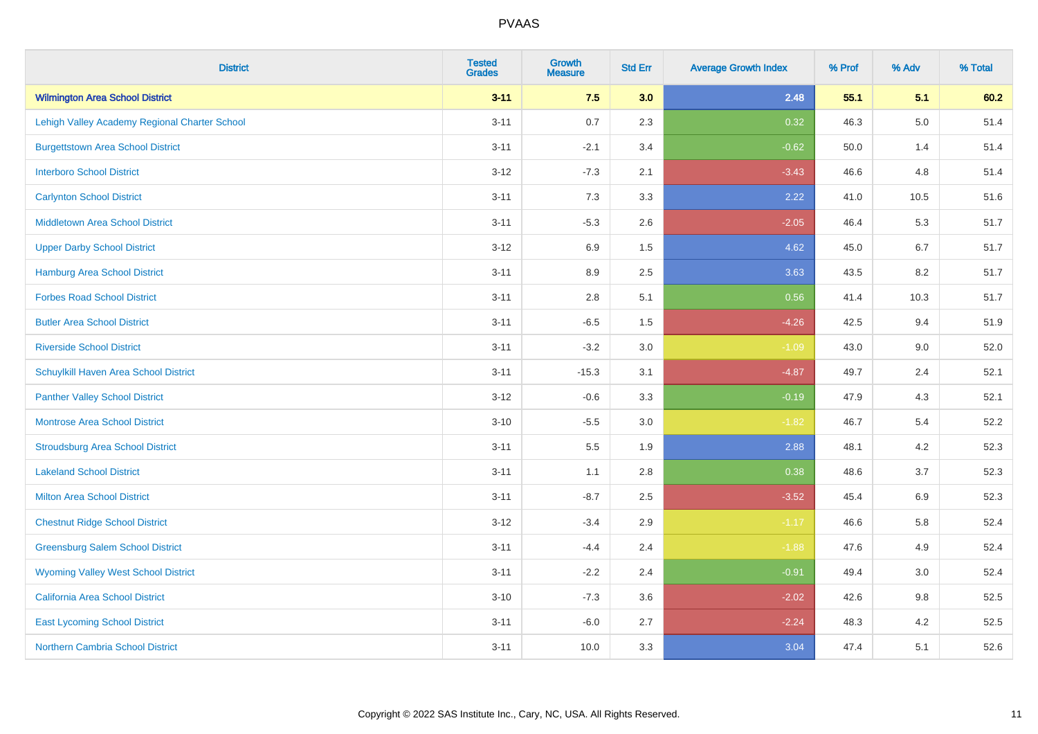# PVAAS

| District | Tested Grades | Growth Measure | Std Err | Average Growth Index | % Prof | % Adv | % Total |
|---|---|---|---|---|---|---|---|
| **Wilmington Area School District** | **3-11** | **7.5** | **3.0** | **2.48** | **55.1** | **5.1** | **60.2** |
| Lehigh Valley Academy Regional Charter School | 3-11 | 0.7 | 2.3 | 0.32 | 46.3 | 5.0 | 51.4 |
| Burgettstown Area School District | 3-11 | -2.1 | 3.4 | -0.62 | 50.0 | 1.4 | 51.4 |
| Interboro School District | 3-12 | -7.3 | 2.1 | -3.43 | 46.6 | 4.8 | 51.4 |
| Carlynton School District | 3-11 | 7.3 | 3.3 | 2.22 | 41.0 | 10.5 | 51.6 |
| Middletown Area School District | 3-11 | -5.3 | 2.6 | -2.05 | 46.4 | 5.3 | 51.7 |
| Upper Darby School District | 3-12 | 6.9 | 1.5 | 4.62 | 45.0 | 6.7 | 51.7 |
| Hamburg Area School District | 3-11 | 8.9 | 2.5 | 3.63 | 43.5 | 8.2 | 51.7 |
| Forbes Road School District | 3-11 | 2.8 | 5.1 | 0.56 | 41.4 | 10.3 | 51.7 |
| Butler Area School District | 3-11 | -6.5 | 1.5 | -4.26 | 42.5 | 9.4 | 51.9 |
| Riverside School District | 3-11 | -3.2 | 3.0 | -1.09 | 43.0 | 9.0 | 52.0 |
| Schuylkill Haven Area School District | 3-11 | -15.3 | 3.1 | -4.87 | 49.7 | 2.4 | 52.1 |
| Panther Valley School District | 3-12 | -0.6 | 3.3 | -0.19 | 47.9 | 4.3 | 52.1 |
| Montrose Area School District | 3-10 | -5.5 | 3.0 | -1.82 | 46.7 | 5.4 | 52.2 |
| Stroudsburg Area School District | 3-11 | 5.5 | 1.9 | 2.88 | 48.1 | 4.2 | 52.3 |
| Lakeland School District | 3-11 | 1.1 | 2.8 | 0.38 | 48.6 | 3.7 | 52.3 |
| Milton Area School District | 3-11 | -8.7 | 2.5 | -3.52 | 45.4 | 6.9 | 52.3 |
| Chestnut Ridge School District | 3-12 | -3.4 | 2.9 | -1.17 | 46.6 | 5.8 | 52.4 |
| Greensburg Salem School District | 3-11 | -4.4 | 2.4 | -1.88 | 47.6 | 4.9 | 52.4 |
| Wyoming Valley West School District | 3-11 | -2.2 | 2.4 | -0.91 | 49.4 | 3.0 | 52.4 |
| California Area School District | 3-10 | -7.3 | 3.6 | -2.02 | 42.6 | 9.8 | 52.5 |
| East Lycoming School District | 3-11 | -6.0 | 2.7 | -2.24 | 48.3 | 4.2 | 52.5 |
| Northern Cambria School District | 3-11 | 10.0 | 3.3 | 3.04 | 47.4 | 5.1 | 52.6 |

Copyright © 2022 SAS Institute Inc., Cary, NC, USA. All Rights Reserved.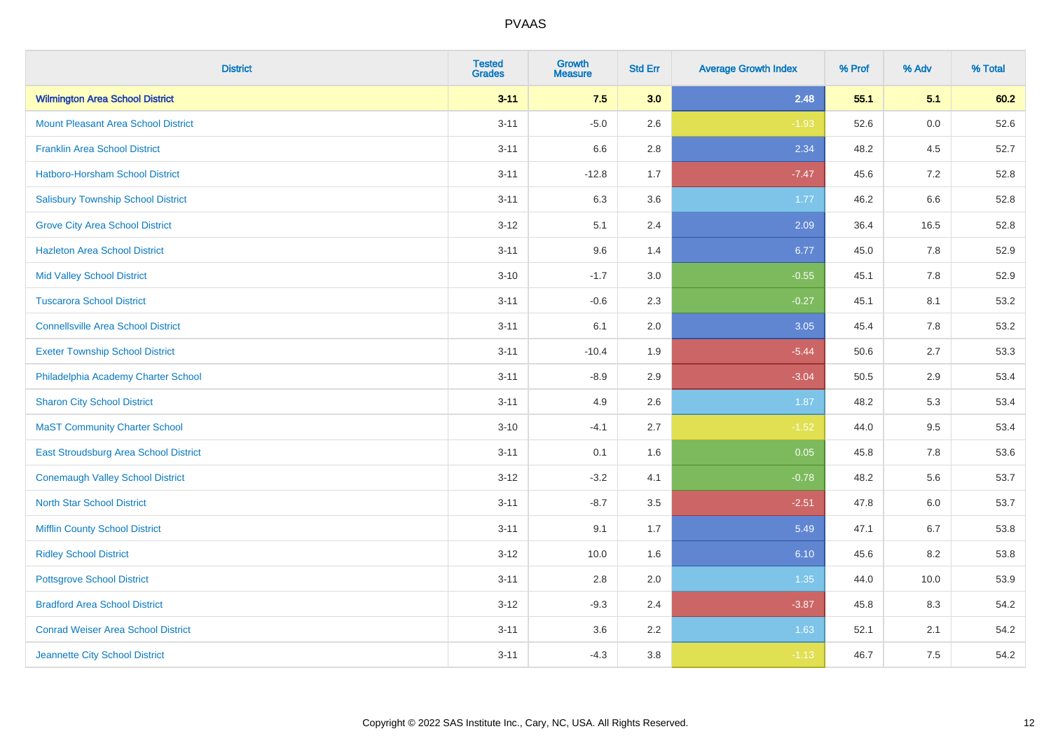# PVAAS

| District | Tested Grades | Growth Measure | Std Err | Average Growth Index | % Prof | % Adv | % Total |
|---|---|---|---|---|---|---|---|
| **Wilmington Area School District** | **3-11** | **7.5** | **3.0** | **2.48** | **55.1** | **5.1** | **60.2** |
| Mount Pleasant Area School District | 3-11 | -5.0 | 2.6 | -1.93 | 52.6 | 0.0 | 52.6 |
| Franklin Area School District | 3-11 | 6.6 | 2.8 | 2.34 | 48.2 | 4.5 | 52.7 |
| Hatboro-Horsham School District | 3-11 | -12.8 | 1.7 | -7.47 | 45.6 | 7.2 | 52.8 |
| Salisbury Township School District | 3-11 | 6.3 | 3.6 | 1.77 | 46.2 | 6.6 | 52.8 |
| Grove City Area School District | 3-12 | 5.1 | 2.4 | 2.09 | 36.4 | 16.5 | 52.8 |
| Hazleton Area School District | 3-11 | 9.6 | 1.4 | 6.77 | 45.0 | 7.8 | 52.9 |
| Mid Valley School District | 3-10 | -1.7 | 3.0 | -0.55 | 45.1 | 7.8 | 52.9 |
| Tuscarora School District | 3-11 | -0.6 | 2.3 | -0.27 | 45.1 | 8.1 | 53.2 |
| Connellsville Area School District | 3-11 | 6.1 | 2.0 | 3.05 | 45.4 | 7.8 | 53.2 |
| Exeter Township School District | 3-11 | -10.4 | 1.9 | -5.44 | 50.6 | 2.7 | 53.3 |
| Philadelphia Academy Charter School | 3-11 | -8.9 | 2.9 | -3.04 | 50.5 | 2.9 | 53.4 |
| Sharon City School District | 3-11 | 4.9 | 2.6 | 1.87 | 48.2 | 5.3 | 53.4 |
| MaST Community Charter School | 3-10 | -4.1 | 2.7 | -1.52 | 44.0 | 9.5 | 53.4 |
| East Stroudsburg Area School District | 3-11 | 0.1 | 1.6 | 0.05 | 45.8 | 7.8 | 53.6 |
| Conemaugh Valley School District | 3-12 | -3.2 | 4.1 | -0.78 | 48.2 | 5.6 | 53.7 |
| North Star School District | 3-11 | -8.7 | 3.5 | -2.51 | 47.8 | 6.0 | 53.7 |
| Mifflin County School District | 3-11 | 9.1 | 1.7 | 5.49 | 47.1 | 6.7 | 53.8 |
| Ridley School District | 3-12 | 10.0 | 1.6 | 6.10 | 45.6 | 8.2 | 53.8 |
| Pottsgrove School District | 3-11 | 2.8 | 2.0 | 1.35 | 44.0 | 10.0 | 53.9 |
| Bradford Area School District | 3-12 | -9.3 | 2.4 | -3.87 | 45.8 | 8.3 | 54.2 |
| Conrad Weiser Area School District | 3-11 | 3.6 | 2.2 | 1.63 | 52.1 | 2.1 | 54.2 |
| Jeannette City School District | 3-11 | -4.3 | 3.8 | -1.13 | 46.7 | 7.5 | 54.2 |

Copyright © 2022 SAS Institute Inc., Cary, NC, USA. All Rights Reserved.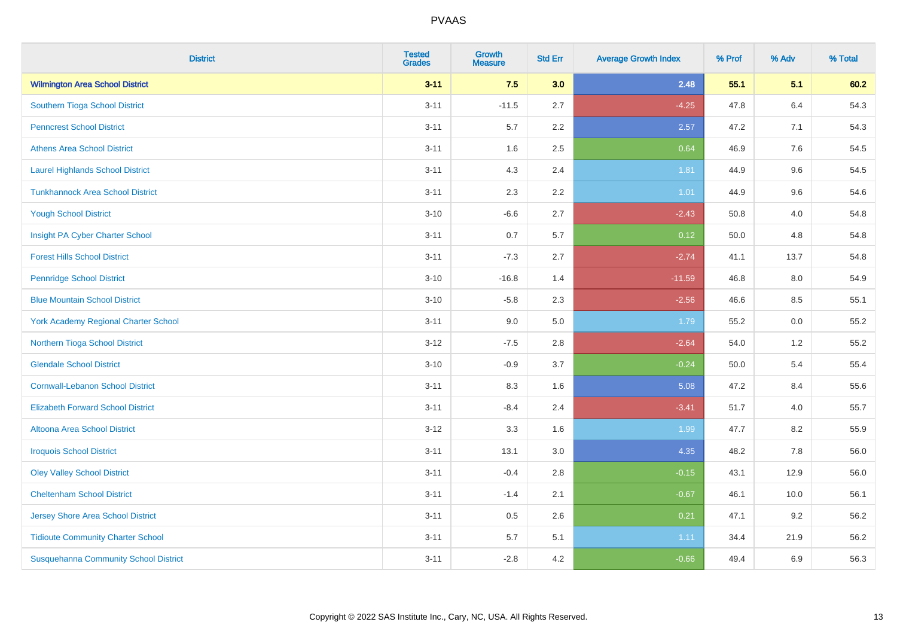# PVAAS

| District | Tested Grades | Growth Measure | Std Err | Average Growth Index | % Prof | % Adv | % Total |
|---|---|---|---|---|---|---|---|
| **Wilmington Area School District** | **3-11** | **7.5** | **3.0** | **2.48** | **55.1** | **5.1** | **60.2** |
| Southern Tioga School District | 3-11 | -11.5 | 2.7 | -4.25 | 47.8 | 6.4 | 54.3 |
| Penncrest School District | 3-11 | 5.7 | 2.2 | 2.57 | 47.2 | 7.1 | 54.3 |
| Athens Area School District | 3-11 | 1.6 | 2.5 | 0.64 | 46.9 | 7.6 | 54.5 |
| Laurel Highlands School District | 3-11 | 4.3 | 2.4 | 1.81 | 44.9 | 9.6 | 54.5 |
| Tunkhannock Area School District | 3-11 | 2.3 | 2.2 | 1.01 | 44.9 | 9.6 | 54.6 |
| Yough School District | 3-10 | -6.6 | 2.7 | -2.43 | 50.8 | 4.0 | 54.8 |
| Insight PA Cyber Charter School | 3-11 | 0.7 | 5.7 | 0.12 | 50.0 | 4.8 | 54.8 |
| Forest Hills School District | 3-11 | -7.3 | 2.7 | -2.74 | 41.1 | 13.7 | 54.8 |
| Pennridge School District | 3-10 | -16.8 | 1.4 | -11.59 | 46.8 | 8.0 | 54.9 |
| Blue Mountain School District | 3-10 | -5.8 | 2.3 | -2.56 | 46.6 | 8.5 | 55.1 |
| York Academy Regional Charter School | 3-11 | 9.0 | 5.0 | 1.79 | 55.2 | 0.0 | 55.2 |
| Northern Tioga School District | 3-12 | -7.5 | 2.8 | -2.64 | 54.0 | 1.2 | 55.2 |
| Glendale School District | 3-10 | -0.9 | 3.7 | -0.24 | 50.0 | 5.4 | 55.4 |
| Cornwall-Lebanon School District | 3-11 | 8.3 | 1.6 | 5.08 | 47.2 | 8.4 | 55.6 |
| Elizabeth Forward School District | 3-11 | -8.4 | 2.4 | -3.41 | 51.7 | 4.0 | 55.7 |
| Altoona Area School District | 3-12 | 3.3 | 1.6 | 1.99 | 47.7 | 8.2 | 55.9 |
| Iroquois School District | 3-11 | 13.1 | 3.0 | 4.35 | 48.2 | 7.8 | 56.0 |
| Oley Valley School District | 3-11 | -0.4 | 2.8 | -0.15 | 43.1 | 12.9 | 56.0 |
| Cheltenham School District | 3-11 | -1.4 | 2.1 | -0.67 | 46.1 | 10.0 | 56.1 |
| Jersey Shore Area School District | 3-11 | 0.5 | 2.6 | 0.21 | 47.1 | 9.2 | 56.2 |
| Tidioute Community Charter School | 3-11 | 5.7 | 5.1 | 1.11 | 34.4 | 21.9 | 56.2 |
| Susquehanna Community School District | 3-11 | -2.8 | 4.2 | -0.66 | 49.4 | 6.9 | 56.3 |

Copyright © 2022 SAS Institute Inc., Cary, NC, USA. All Rights Reserved.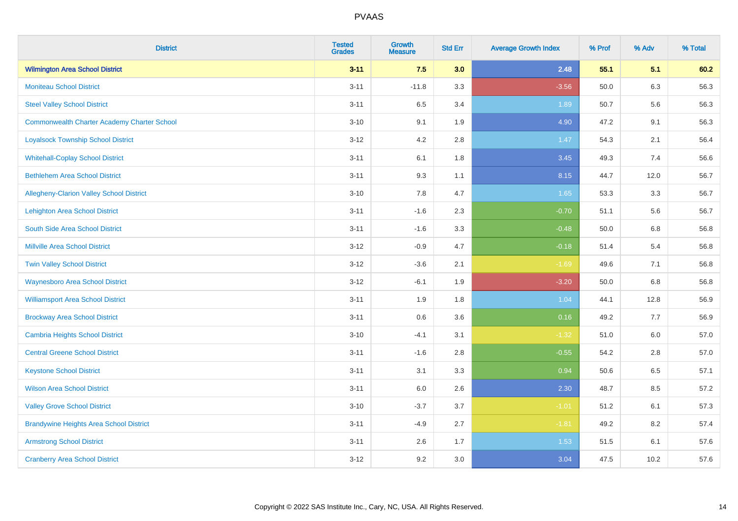# PVAAS

| District | Tested Grades | Growth Measure | Std Err | Average Growth Index | % Prof | % Adv | % Total |
|---|---|---|---|---|---|---|---|
| **Wilmington Area School District** | **3-11** | **7.5** | **3.0** | **2.48** | **55.1** | **5.1** | **60.2** |
| Moniteau School District | 3-11 | -11.8 | 3.3 | -3.56 | 50.0 | 6.3 | 56.3 |
| Steel Valley School District | 3-11 | 6.5 | 3.4 | 1.89 | 50.7 | 5.6 | 56.3 |
| Commonwealth Charter Academy Charter School | 3-10 | 9.1 | 1.9 | 4.90 | 47.2 | 9.1 | 56.3 |
| Loyalsock Township School District | 3-12 | 4.2 | 2.8 | 1.47 | 54.3 | 2.1 | 56.4 |
| Whitehall-Coplay School District | 3-11 | 6.1 | 1.8 | 3.45 | 49.3 | 7.4 | 56.6 |
| Bethlehem Area School District | 3-11 | 9.3 | 1.1 | 8.15 | 44.7 | 12.0 | 56.7 |
| Allegheny-Clarion Valley School District | 3-10 | 7.8 | 4.7 | 1.65 | 53.3 | 3.3 | 56.7 |
| Lehighton Area School District | 3-11 | -1.6 | 2.3 | -0.70 | 51.1 | 5.6 | 56.7 |
| South Side Area School District | 3-11 | -1.6 | 3.3 | -0.48 | 50.0 | 6.8 | 56.8 |
| Millville Area School District | 3-12 | -0.9 | 4.7 | -0.18 | 51.4 | 5.4 | 56.8 |
| Twin Valley School District | 3-12 | -3.6 | 2.1 | -1.69 | 49.6 | 7.1 | 56.8 |
| Waynesboro Area School District | 3-12 | -6.1 | 1.9 | -3.20 | 50.0 | 6.8 | 56.8 |
| Williamsport Area School District | 3-11 | 1.9 | 1.8 | 1.04 | 44.1 | 12.8 | 56.9 |
| Brockway Area School District | 3-11 | 0.6 | 3.6 | 0.16 | 49.2 | 7.7 | 56.9 |
| Cambria Heights School District | 3-10 | -4.1 | 3.1 | -1.32 | 51.0 | 6.0 | 57.0 |
| Central Greene School District | 3-11 | -1.6 | 2.8 | -0.55 | 54.2 | 2.8 | 57.0 |
| Keystone School District | 3-11 | 3.1 | 3.3 | 0.94 | 50.6 | 6.5 | 57.1 |
| Wilson Area School District | 3-11 | 6.0 | 2.6 | 2.30 | 48.7 | 8.5 | 57.2 |
| Valley Grove School District | 3-10 | -3.7 | 3.7 | -1.01 | 51.2 | 6.1 | 57.3 |
| Brandywine Heights Area School District | 3-11 | -4.9 | 2.7 | -1.81 | 49.2 | 8.2 | 57.4 |
| Armstrong School District | 3-11 | 2.6 | 1.7 | 1.53 | 51.5 | 6.1 | 57.6 |
| Cranberry Area School District | 3-12 | 9.2 | 3.0 | 3.04 | 47.5 | 10.2 | 57.6 |

Copyright © 2022 SAS Institute Inc., Cary, NC, USA. All Rights Reserved.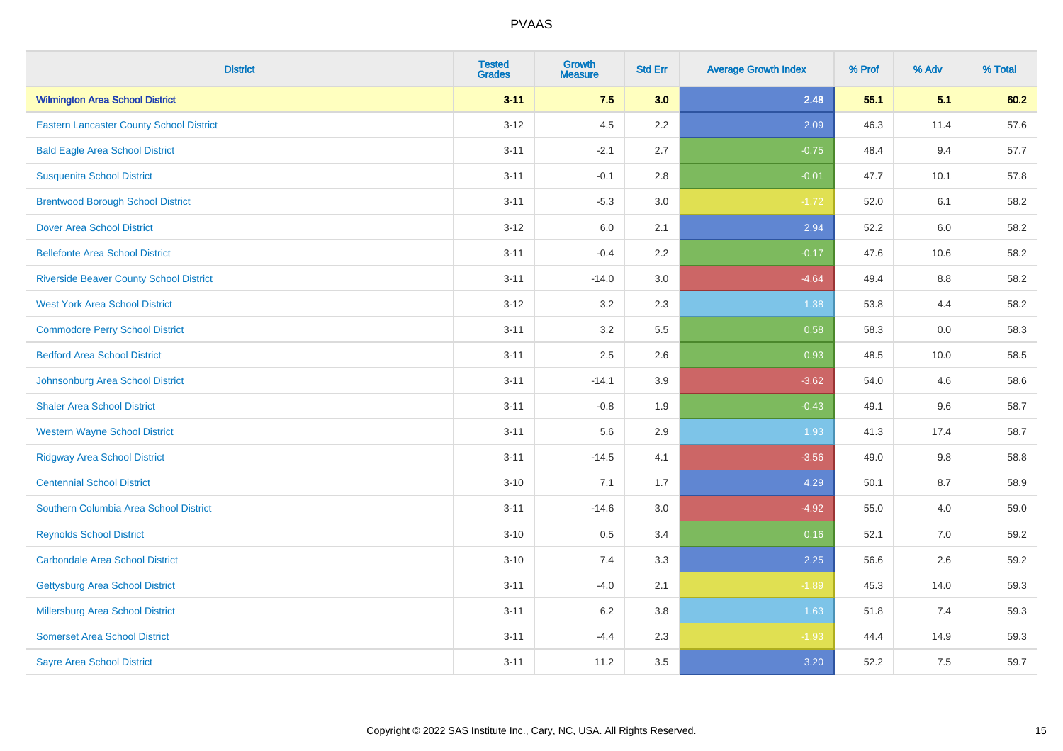| District | Tested Grades | Growth Measure | Std Err | Average Growth Index | % Prof | % Adv | % Total |
|---|---|---|---|---|---|---|---|
| **Wilmington Area School District** | **3-11** | **7.5** | **3.0** | **2.48** | **55.1** | **5.1** | **60.2** |
| Eastern Lancaster County School District | 3-12 | 4.5 | 2.2 | 2.09 | 46.3 | 11.4 | 57.6 |
| Bald Eagle Area School District | 3-11 | -2.1 | 2.7 | -0.75 | 48.4 | 9.4 | 57.7 |
| Susquenita School District | 3-11 | -0.1 | 2.8 | -0.01 | 47.7 | 10.1 | 57.8 |
| Brentwood Borough School District | 3-11 | -5.3 | 3.0 | -1.72 | 52.0 | 6.1 | 58.2 |
| Dover Area School District | 3-12 | 6.0 | 2.1 | 2.94 | 52.2 | 6.0 | 58.2 |
| Bellefonte Area School District | 3-11 | -0.4 | 2.2 | -0.17 | 47.6 | 10.6 | 58.2 |
| Riverside Beaver County School District | 3-11 | -14.0 | 3.0 | -4.64 | 49.4 | 8.8 | 58.2 |
| West York Area School District | 3-12 | 3.2 | 2.3 | 1.38 | 53.8 | 4.4 | 58.2 |
| Commodore Perry School District | 3-11 | 3.2 | 5.5 | 0.58 | 58.3 | 0.0 | 58.3 |
| Bedford Area School District | 3-11 | 2.5 | 2.6 | 0.93 | 48.5 | 10.0 | 58.5 |
| Johnsonburg Area School District | 3-11 | -14.1 | 3.9 | -3.62 | 54.0 | 4.6 | 58.6 |
| Shaler Area School District | 3-11 | -0.8 | 1.9 | -0.43 | 49.1 | 9.6 | 58.7 |
| Western Wayne School District | 3-11 | 5.6 | 2.9 | 1.93 | 41.3 | 17.4 | 58.7 |
| Ridgway Area School District | 3-11 | -14.5 | 4.1 | -3.56 | 49.0 | 9.8 | 58.8 |
| Centennial School District | 3-10 | 7.1 | 1.7 | 4.29 | 50.1 | 8.7 | 58.9 |
| Southern Columbia Area School District | 3-11 | -14.6 | 3.0 | -4.92 | 55.0 | 4.0 | 59.0 |
| Reynolds School District | 3-10 | 0.5 | 3.4 | 0.16 | 52.1 | 7.0 | 59.2 |
| Carbondale Area School District | 3-10 | 7.4 | 3.3 | 2.25 | 56.6 | 2.6 | 59.2 |
| Gettysburg Area School District | 3-11 | -4.0 | 2.1 | -1.89 | 45.3 | 14.0 | 59.3 |
| Millersburg Area School District | 3-11 | 6.2 | 3.8 | 1.63 | 51.8 | 7.4 | 59.3 |
| Somerset Area School District | 3-11 | -4.4 | 2.3 | -1.93 | 44.4 | 14.9 | 59.3 |
| Sayre Area School District | 3-11 | 11.2 | 3.5 | 3.20 | 52.2 | 7.5 | 59.7 |

Copyright © 2022 SAS Institute Inc., Cary, NC, USA. All Rights Reserved.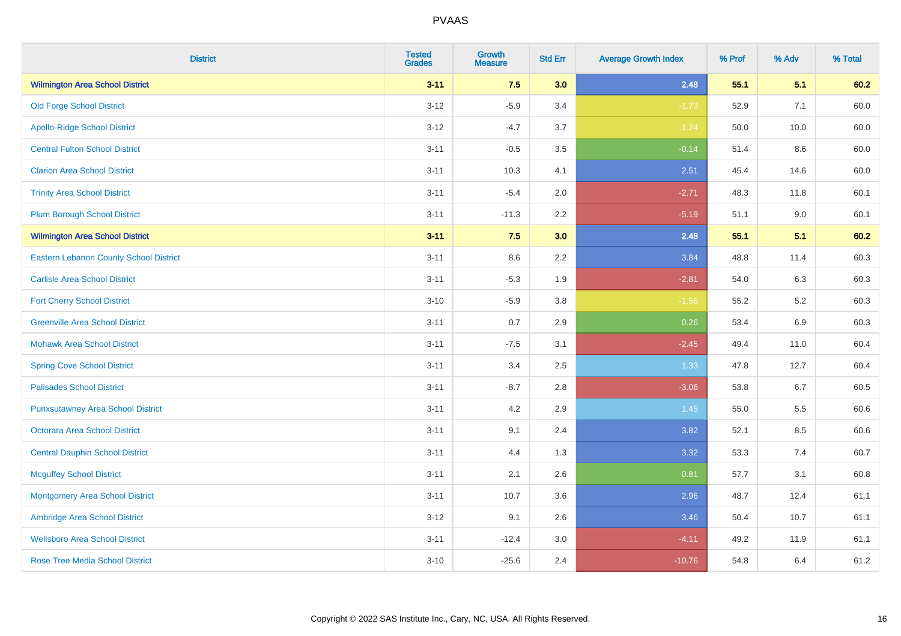# PVAAS

| District | Tested Grades | Growth Measure | Std Err | Average Growth Index | % Prof | % Adv | % Total |
|---|---|---|---|---|---|---|---|
| **Wilmington Area School District** | **3-11** | **7.5** | **3.0** | **2.48** | **55.1** | **5.1** | **60.2** |
| Old Forge School District | 3-12 | -5.9 | 3.4 | -1.73 | 52.9 | 7.1 | 60.0 |
| Apollo-Ridge School District | 3-12 | -4.7 | 3.7 | -1.24 | 50.0 | 10.0 | 60.0 |
| Central Fulton School District | 3-11 | -0.5 | 3.5 | -0.14 | 51.4 | 8.6 | 60.0 |
| Clarion Area School District | 3-11 | 10.3 | 4.1 | 2.51 | 45.4 | 14.6 | 60.0 |
| Trinity Area School District | 3-11 | -5.4 | 2.0 | -2.71 | 48.3 | 11.8 | 60.1 |
| Plum Borough School District | 3-11 | -11.3 | 2.2 | -5.19 | 51.1 | 9.0 | 60.1 |
| **Wilmington Area School District** | **3-11** | **7.5** | **3.0** | **2.48** | **55.1** | **5.1** | **60.2** |
| Eastern Lebanon County School District | 3-11 | 8.6 | 2.2 | 3.84 | 48.8 | 11.4 | 60.3 |
| Carlisle Area School District | 3-11 | -5.3 | 1.9 | -2.81 | 54.0 | 6.3 | 60.3 |
| Fort Cherry School District | 3-10 | -5.9 | 3.8 | -1.56 | 55.2 | 5.2 | 60.3 |
| Greenville Area School District | 3-11 | 0.7 | 2.9 | 0.26 | 53.4 | 6.9 | 60.3 |
| Mohawk Area School District | 3-11 | -7.5 | 3.1 | -2.45 | 49.4 | 11.0 | 60.4 |
| Spring Cove School District | 3-11 | 3.4 | 2.5 | 1.33 | 47.8 | 12.7 | 60.4 |
| Palisades School District | 3-11 | -8.7 | 2.8 | -3.06 | 53.8 | 6.7 | 60.5 |
| Punxsutawney Area School District | 3-11 | 4.2 | 2.9 | 1.45 | 55.0 | 5.5 | 60.6 |
| Octorara Area School District | 3-11 | 9.1 | 2.4 | 3.82 | 52.1 | 8.5 | 60.6 |
| Central Dauphin School District | 3-11 | 4.4 | 1.3 | 3.32 | 53.3 | 7.4 | 60.7 |
| Mcguffey School District | 3-11 | 2.1 | 2.6 | 0.81 | 57.7 | 3.1 | 60.8 |
| Montgomery Area School District | 3-11 | 10.7 | 3.6 | 2.96 | 48.7 | 12.4 | 61.1 |
| Ambridge Area School District | 3-12 | 9.1 | 2.6 | 3.46 | 50.4 | 10.7 | 61.1 |
| Wellsboro Area School District | 3-11 | -12.4 | 3.0 | -4.11 | 49.2 | 11.9 | 61.1 |
| Rose Tree Media School District | 3-10 | -25.6 | 2.4 | -10.76 | 54.8 | 6.4 | 61.2 |

Copyright © 2022 SAS Institute Inc., Cary, NC, USA. All Rights Reserved.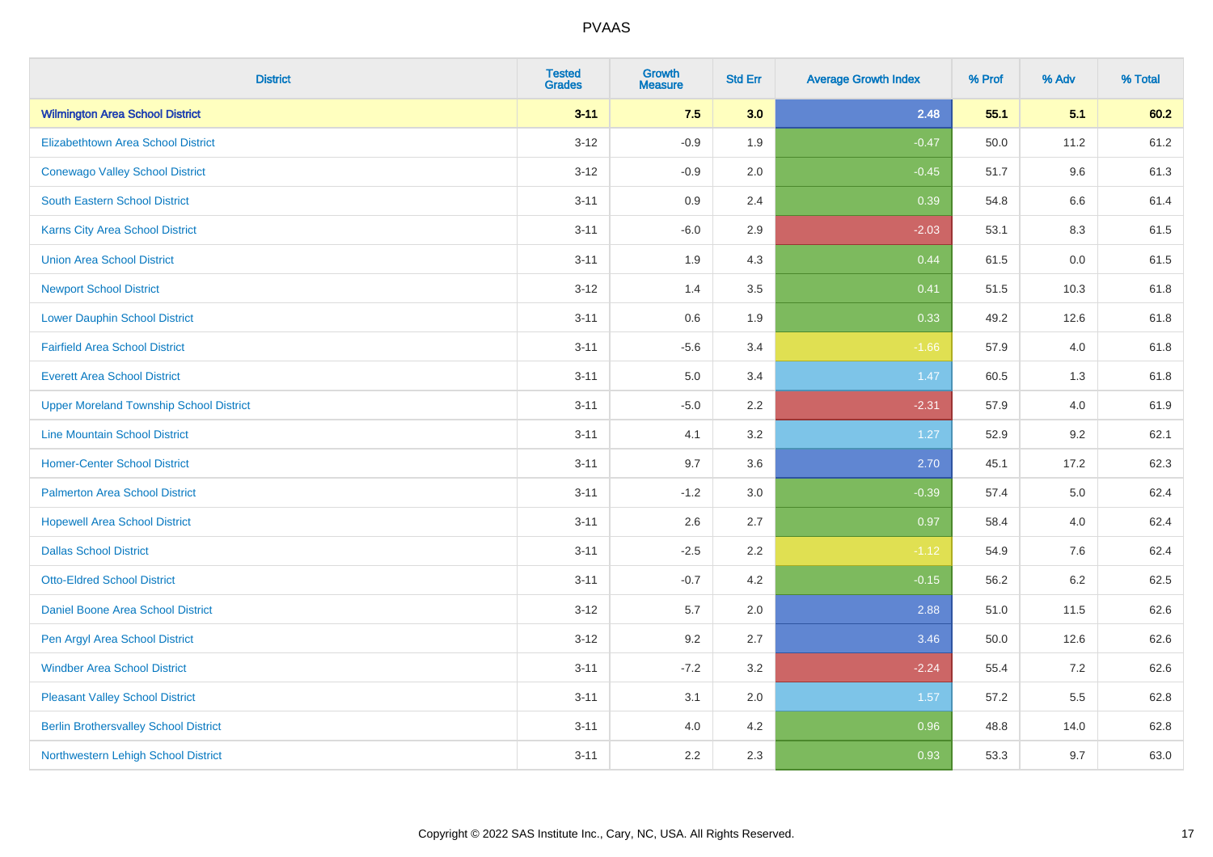# PVAAS

| District | Tested Grades | Growth Measure | Std Err | Average Growth Index | % Prof | % Adv | % Total |
|---|---|---|---|---|---|---|---|
| **Wilmington Area School District** | **3-11** | **7.5** | **3.0** | **2.48** | **55.1** | **5.1** | **60.2** |
| Elizabethtown Area School District | 3-12 | -0.9 | 1.9 | -0.47 | 50.0 | 11.2 | 61.2 |
| Conewago Valley School District | 3-12 | -0.9 | 2.0 | -0.45 | 51.7 | 9.6 | 61.3 |
| South Eastern School District | 3-11 | 0.9 | 2.4 | 0.39 | 54.8 | 6.6 | 61.4 |
| Karns City Area School District | 3-11 | -6.0 | 2.9 | -2.03 | 53.1 | 8.3 | 61.5 |
| Union Area School District | 3-11 | 1.9 | 4.3 | 0.44 | 61.5 | 0.0 | 61.5 |
| Newport School District | 3-12 | 1.4 | 3.5 | 0.41 | 51.5 | 10.3 | 61.8 |
| Lower Dauphin School District | 3-11 | 0.6 | 1.9 | 0.33 | 49.2 | 12.6 | 61.8 |
| Fairfield Area School District | 3-11 | -5.6 | 3.4 | -1.66 | 57.9 | 4.0 | 61.8 |
| Everett Area School District | 3-11 | 5.0 | 3.4 | 1.47 | 60.5 | 1.3 | 61.8 |
| Upper Moreland Township School District | 3-11 | -5.0 | 2.2 | -2.31 | 57.9 | 4.0 | 61.9 |
| Line Mountain School District | 3-11 | 4.1 | 3.2 | 1.27 | 52.9 | 9.2 | 62.1 |
| Homer-Center School District | 3-11 | 9.7 | 3.6 | 2.70 | 45.1 | 17.2 | 62.3 |
| Palmerton Area School District | 3-11 | -1.2 | 3.0 | -0.39 | 57.4 | 5.0 | 62.4 |
| Hopewell Area School District | 3-11 | 2.6 | 2.7 | 0.97 | 58.4 | 4.0 | 62.4 |
| Dallas School District | 3-11 | -2.5 | 2.2 | -1.12 | 54.9 | 7.6 | 62.4 |
| Otto-Eldred School District | 3-11 | -0.7 | 4.2 | -0.15 | 56.2 | 6.2 | 62.5 |
| Daniel Boone Area School District | 3-12 | 5.7 | 2.0 | 2.88 | 51.0 | 11.5 | 62.6 |
| Pen Argyl Area School District | 3-12 | 9.2 | 2.7 | 3.46 | 50.0 | 12.6 | 62.6 |
| Windber Area School District | 3-11 | -7.2 | 3.2 | -2.24 | 55.4 | 7.2 | 62.6 |
| Pleasant Valley School District | 3-11 | 3.1 | 2.0 | 1.57 | 57.2 | 5.5 | 62.8 |
| Berlin Brothersvalley School District | 3-11 | 4.0 | 4.2 | 0.96 | 48.8 | 14.0 | 62.8 |
| Northwestern Lehigh School District | 3-11 | 2.2 | 2.3 | 0.93 | 53.3 | 9.7 | 63.0 |

Copyright © 2022 SAS Institute Inc., Cary, NC, USA. All Rights Reserved.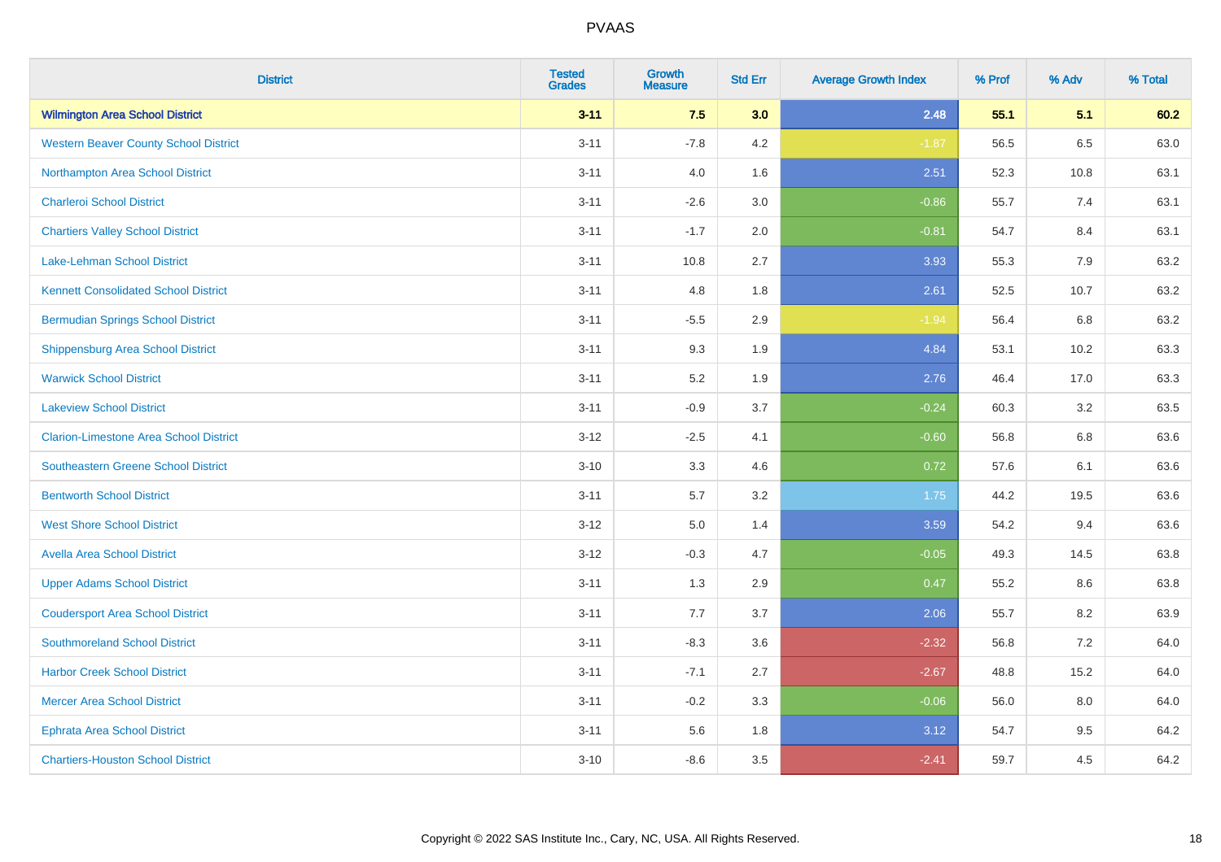# PVAAS

| District | Tested Grades | Growth Measure | Std Err | Average Growth Index | % Prof | % Adv | % Total |
|---|---|---|---|---|---|---|---|
| **Wilmington Area School District** | **3-11** | **7.5** | **3.0** | **2.48** | **55.1** | **5.1** | **60.2** |
| Western Beaver County School District | 3-11 | -7.8 | 4.2 | -1.87 | 56.5 | 6.5 | 63.0 |
| Northampton Area School District | 3-11 | 4.0 | 1.6 | 2.51 | 52.3 | 10.8 | 63.1 |
| Charleroi School District | 3-11 | -2.6 | 3.0 | -0.86 | 55.7 | 7.4 | 63.1 |
| Chartiers Valley School District | 3-11 | -1.7 | 2.0 | -0.81 | 54.7 | 8.4 | 63.1 |
| Lake-Lehman School District | 3-11 | 10.8 | 2.7 | 3.93 | 55.3 | 7.9 | 63.2 |
| Kennett Consolidated School District | 3-11 | 4.8 | 1.8 | 2.61 | 52.5 | 10.7 | 63.2 |
| Bermudian Springs School District | 3-11 | -5.5 | 2.9 | -1.94 | 56.4 | 6.8 | 63.2 |
| Shippensburg Area School District | 3-11 | 9.3 | 1.9 | 4.84 | 53.1 | 10.2 | 63.3 |
| Warwick School District | 3-11 | 5.2 | 1.9 | 2.76 | 46.4 | 17.0 | 63.3 |
| Lakeview School District | 3-11 | -0.9 | 3.7 | -0.24 | 60.3 | 3.2 | 63.5 |
| Clarion-Limestone Area School District | 3-12 | -2.5 | 4.1 | -0.60 | 56.8 | 6.8 | 63.6 |
| Southeastern Greene School District | 3-10 | 3.3 | 4.6 | 0.72 | 57.6 | 6.1 | 63.6 |
| Bentworth School District | 3-11 | 5.7 | 3.2 | 1.75 | 44.2 | 19.5 | 63.6 |
| West Shore School District | 3-12 | 5.0 | 1.4 | 3.59 | 54.2 | 9.4 | 63.6 |
| Avella Area School District | 3-12 | -0.3 | 4.7 | -0.05 | 49.3 | 14.5 | 63.8 |
| Upper Adams School District | 3-11 | 1.3 | 2.9 | 0.47 | 55.2 | 8.6 | 63.8 |
| Coudersport Area School District | 3-11 | 7.7 | 3.7 | 2.06 | 55.7 | 8.2 | 63.9 |
| Southmoreland School District | 3-11 | -8.3 | 3.6 | -2.32 | 56.8 | 7.2 | 64.0 |
| Harbor Creek School District | 3-11 | -7.1 | 2.7 | -2.67 | 48.8 | 15.2 | 64.0 |
| Mercer Area School District | 3-11 | -0.2 | 3.3 | -0.06 | 56.0 | 8.0 | 64.0 |
| Ephrata Area School District | 3-11 | 5.6 | 1.8 | 3.12 | 54.7 | 9.5 | 64.2 |
| Chartiers-Houston School District | 3-10 | -8.6 | 3.5 | -2.41 | 59.7 | 4.5 | 64.2 |

Copyright © 2022 SAS Institute Inc., Cary, NC, USA. All Rights Reserved.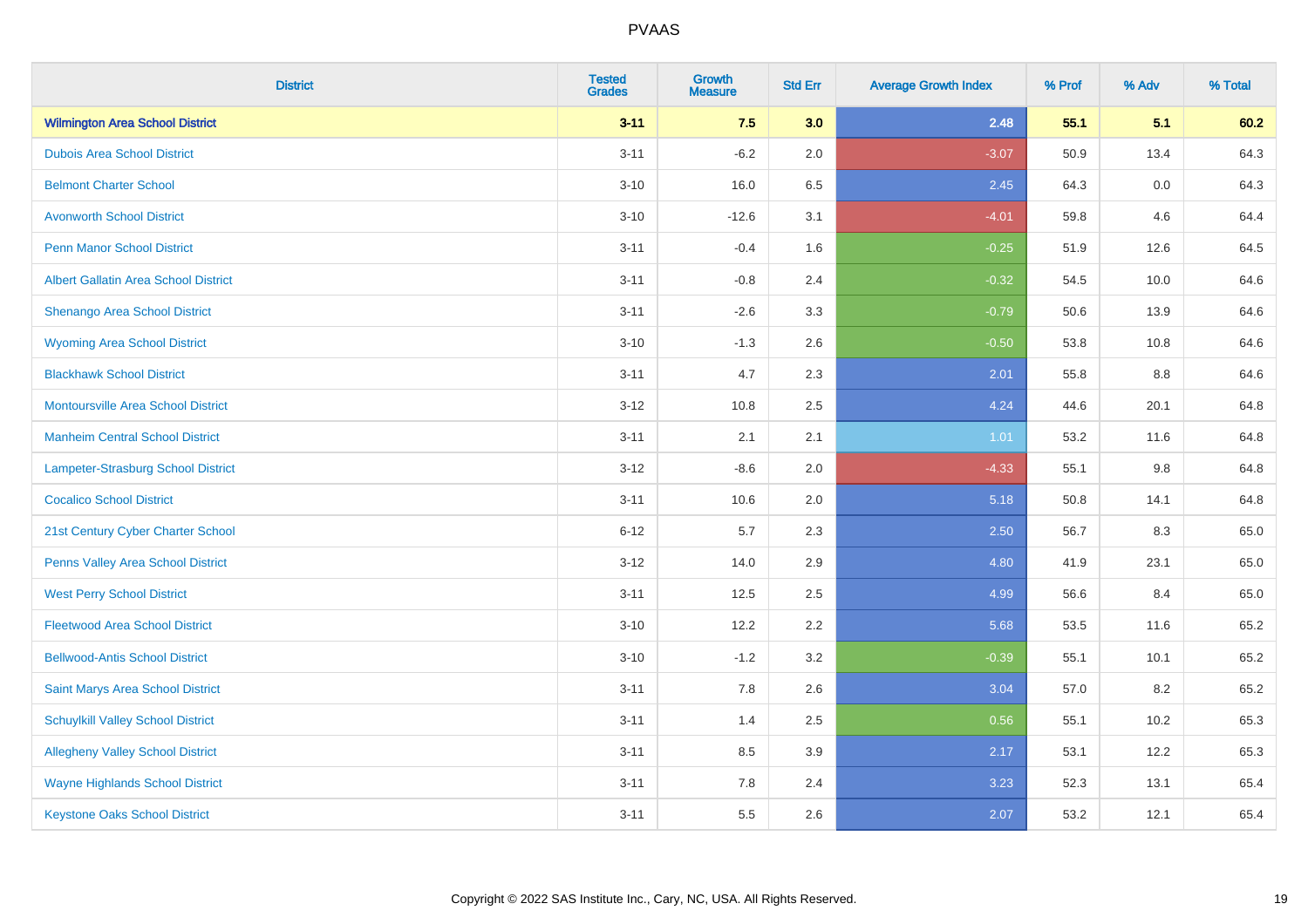# PVAAS

| District | Tested Grades | Growth Measure | Std Err | Average Growth Index | % Prof | % Adv | % Total |
|---|---|---|---|---|---|---|---|
| **Wilmington Area School District** | **3-11** | **7.5** | **3.0** | **2.48** | **55.1** | **5.1** | **60.2** |
| Dubois Area School District | 3-11 | -6.2 | 2.0 | -3.07 | 50.9 | 13.4 | 64.3 |
| Belmont Charter School | 3-10 | 16.0 | 6.5 | 2.45 | 64.3 | 0.0 | 64.3 |
| Avonworth School District | 3-10 | -12.6 | 3.1 | -4.01 | 59.8 | 4.6 | 64.4 |
| Penn Manor School District | 3-11 | -0.4 | 1.6 | -0.25 | 51.9 | 12.6 | 64.5 |
| Albert Gallatin Area School District | 3-11 | -0.8 | 2.4 | -0.32 | 54.5 | 10.0 | 64.6 |
| Shenango Area School District | 3-11 | -2.6 | 3.3 | -0.79 | 50.6 | 13.9 | 64.6 |
| Wyoming Area School District | 3-10 | -1.3 | 2.6 | -0.50 | 53.8 | 10.8 | 64.6 |
| Blackhawk School District | 3-11 | 4.7 | 2.3 | 2.01 | 55.8 | 8.8 | 64.6 |
| Montoursville Area School District | 3-12 | 10.8 | 2.5 | 4.24 | 44.6 | 20.1 | 64.8 |
| Manheim Central School District | 3-11 | 2.1 | 2.1 | 1.01 | 53.2 | 11.6 | 64.8 |
| Lampeter-Strasburg School District | 3-12 | -8.6 | 2.0 | -4.33 | 55.1 | 9.8 | 64.8 |
| Cocalico School District | 3-11 | 10.6 | 2.0 | 5.18 | 50.8 | 14.1 | 64.8 |
| 21st Century Cyber Charter School | 6-12 | 5.7 | 2.3 | 2.50 | 56.7 | 8.3 | 65.0 |
| Penns Valley Area School District | 3-12 | 14.0 | 2.9 | 4.80 | 41.9 | 23.1 | 65.0 |
| West Perry School District | 3-11 | 12.5 | 2.5 | 4.99 | 56.6 | 8.4 | 65.0 |
| Fleetwood Area School District | 3-10 | 12.2 | 2.2 | 5.68 | 53.5 | 11.6 | 65.2 |
| Bellwood-Antis School District | 3-10 | -1.2 | 3.2 | -0.39 | 55.1 | 10.1 | 65.2 |
| Saint Marys Area School District | 3-11 | 7.8 | 2.6 | 3.04 | 57.0 | 8.2 | 65.2 |
| Schuylkill Valley School District | 3-11 | 1.4 | 2.5 | 0.56 | 55.1 | 10.2 | 65.3 |
| Allegheny Valley School District | 3-11 | 8.5 | 3.9 | 2.17 | 53.1 | 12.2 | 65.3 |
| Wayne Highlands School District | 3-11 | 7.8 | 2.4 | 3.23 | 52.3 | 13.1 | 65.4 |
| Keystone Oaks School District | 3-11 | 5.5 | 2.6 | 2.07 | 53.2 | 12.1 | 65.4 |

Copyright © 2022 SAS Institute Inc., Cary, NC, USA. All Rights Reserved.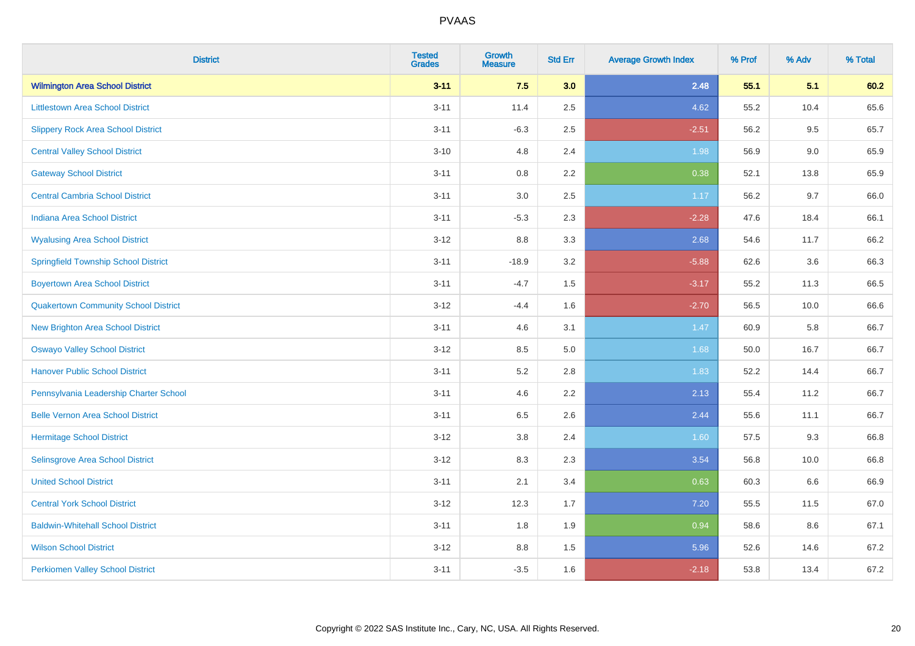# PVAAS

| District | Tested Grades | Growth Measure | Std Err | Average Growth Index | % Prof | % Adv | % Total |
|---|---|---|---|---|---|---|---|
| **Wilmington Area School District** | **3-11** | **7.5** | **3.0** | **2.48** | **55.1** | **5.1** | **60.2** |
| Littlestown Area School District | 3-11 | 11.4 | 2.5 | 4.62 | 55.2 | 10.4 | 65.6 |
| Slippery Rock Area School District | 3-11 | -6.3 | 2.5 | -2.51 | 56.2 | 9.5 | 65.7 |
| Central Valley School District | 3-10 | 4.8 | 2.4 | 1.98 | 56.9 | 9.0 | 65.9 |
| Gateway School District | 3-11 | 0.8 | 2.2 | 0.38 | 52.1 | 13.8 | 65.9 |
| Central Cambria School District | 3-11 | 3.0 | 2.5 | 1.17 | 56.2 | 9.7 | 66.0 |
| Indiana Area School District | 3-11 | -5.3 | 2.3 | -2.28 | 47.6 | 18.4 | 66.1 |
| Wyalusing Area School District | 3-12 | 8.8 | 3.3 | 2.68 | 54.6 | 11.7 | 66.2 |
| Springfield Township School District | 3-11 | -18.9 | 3.2 | -5.88 | 62.6 | 3.6 | 66.3 |
| Boyertown Area School District | 3-11 | -4.7 | 1.5 | -3.17 | 55.2 | 11.3 | 66.5 |
| Quakertown Community School District | 3-12 | -4.4 | 1.6 | -2.70 | 56.5 | 10.0 | 66.6 |
| New Brighton Area School District | 3-11 | 4.6 | 3.1 | 1.47 | 60.9 | 5.8 | 66.7 |
| Oswayo Valley School District | 3-12 | 8.5 | 5.0 | 1.68 | 50.0 | 16.7 | 66.7 |
| Hanover Public School District | 3-11 | 5.2 | 2.8 | 1.83 | 52.2 | 14.4 | 66.7 |
| Pennsylvania Leadership Charter School | 3-11 | 4.6 | 2.2 | 2.13 | 55.4 | 11.2 | 66.7 |
| Belle Vernon Area School District | 3-11 | 6.5 | 2.6 | 2.44 | 55.6 | 11.1 | 66.7 |
| Hermitage School District | 3-12 | 3.8 | 2.4 | 1.60 | 57.5 | 9.3 | 66.8 |
| Selinsgrove Area School District | 3-12 | 8.3 | 2.3 | 3.54 | 56.8 | 10.0 | 66.8 |
| United School District | 3-11 | 2.1 | 3.4 | 0.63 | 60.3 | 6.6 | 66.9 |
| Central York School District | 3-12 | 12.3 | 1.7 | 7.20 | 55.5 | 11.5 | 67.0 |
| Baldwin-Whitehall School District | 3-11 | 1.8 | 1.9 | 0.94 | 58.6 | 8.6 | 67.1 |
| Wilson School District | 3-12 | 8.8 | 1.5 | 5.96 | 52.6 | 14.6 | 67.2 |
| Perkiomen Valley School District | 3-11 | -3.5 | 1.6 | -2.18 | 53.8 | 13.4 | 67.2 |

Copyright © 2022 SAS Institute Inc., Cary, NC, USA. All Rights Reserved.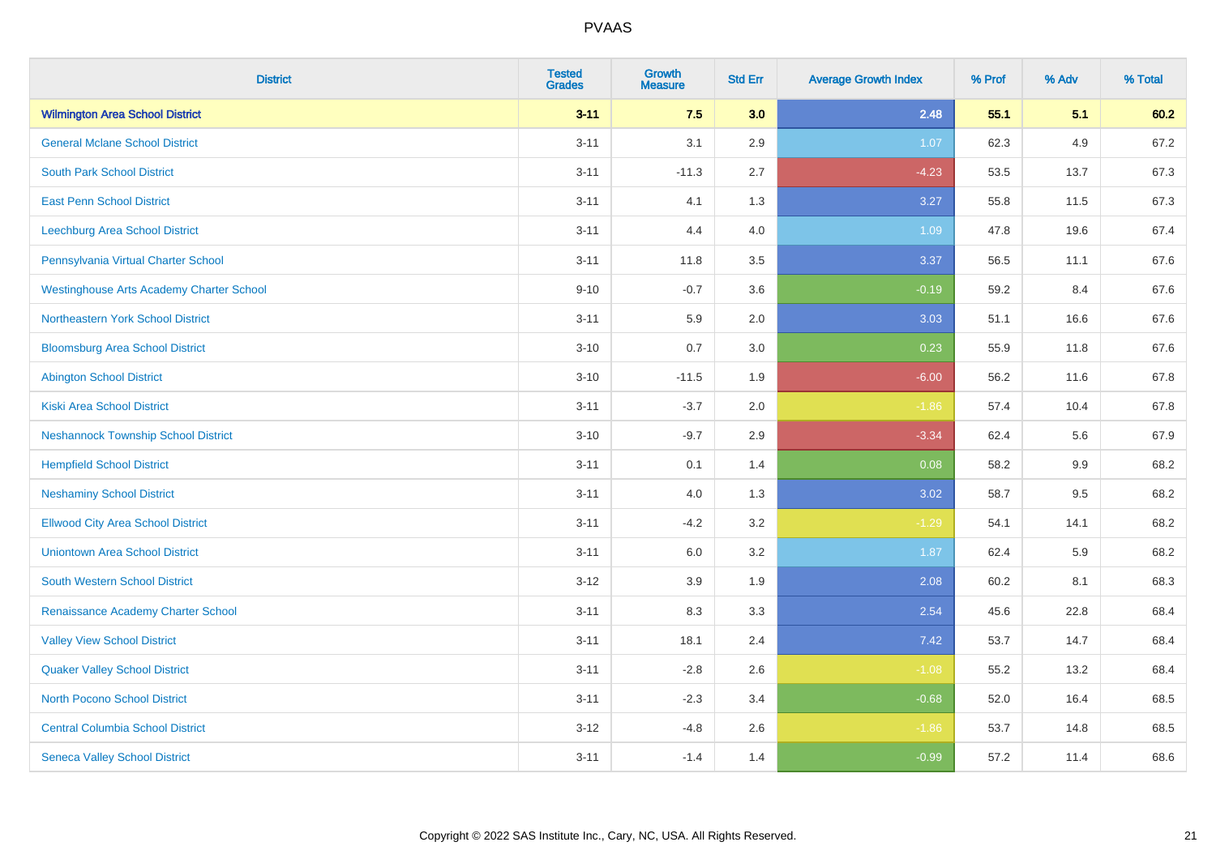# PVAAS

| District | Tested Grades | Growth Measure | Std Err | Average Growth Index | % Prof | % Adv | % Total |
|---|---|---|---|---|---|---|---|
| **Wilmington Area School District** | **3-11** | **7.5** | **3.0** | **2.48** | **55.1** | **5.1** | **60.2** |
| General Mclane School District | 3-11 | 3.1 | 2.9 | 1.07 | 62.3 | 4.9 | 67.2 |
| South Park School District | 3-11 | -11.3 | 2.7 | -4.23 | 53.5 | 13.7 | 67.3 |
| East Penn School District | 3-11 | 4.1 | 1.3 | 3.27 | 55.8 | 11.5 | 67.3 |
| Leechburg Area School District | 3-11 | 4.4 | 4.0 | 1.09 | 47.8 | 19.6 | 67.4 |
| Pennsylvania Virtual Charter School | 3-11 | 11.8 | 3.5 | 3.37 | 56.5 | 11.1 | 67.6 |
| Westinghouse Arts Academy Charter School | 9-10 | -0.7 | 3.6 | -0.19 | 59.2 | 8.4 | 67.6 |
| Northeastern York School District | 3-11 | 5.9 | 2.0 | 3.03 | 51.1 | 16.6 | 67.6 |
| Bloomsburg Area School District | 3-10 | 0.7 | 3.0 | 0.23 | 55.9 | 11.8 | 67.6 |
| Abington School District | 3-10 | -11.5 | 1.9 | -6.00 | 56.2 | 11.6 | 67.8 |
| Kiski Area School District | 3-11 | -3.7 | 2.0 | -1.86 | 57.4 | 10.4 | 67.8 |
| Neshannock Township School District | 3-10 | -9.7 | 2.9 | -3.34 | 62.4 | 5.6 | 67.9 |
| Hempfield School District | 3-11 | 0.1 | 1.4 | 0.08 | 58.2 | 9.9 | 68.2 |
| Neshaminy School District | 3-11 | 4.0 | 1.3 | 3.02 | 58.7 | 9.5 | 68.2 |
| Ellwood City Area School District | 3-11 | -4.2 | 3.2 | -1.29 | 54.1 | 14.1 | 68.2 |
| Uniontown Area School District | 3-11 | 6.0 | 3.2 | 1.87 | 62.4 | 5.9 | 68.2 |
| South Western School District | 3-12 | 3.9 | 1.9 | 2.08 | 60.2 | 8.1 | 68.3 |
| Renaissance Academy Charter School | 3-11 | 8.3 | 3.3 | 2.54 | 45.6 | 22.8 | 68.4 |
| Valley View School District | 3-11 | 18.1 | 2.4 | 7.42 | 53.7 | 14.7 | 68.4 |
| Quaker Valley School District | 3-11 | -2.8 | 2.6 | -1.08 | 55.2 | 13.2 | 68.4 |
| North Pocono School District | 3-11 | -2.3 | 3.4 | -0.68 | 52.0 | 16.4 | 68.5 |
| Central Columbia School District | 3-12 | -4.8 | 2.6 | -1.86 | 53.7 | 14.8 | 68.5 |
| Seneca Valley School District | 3-11 | -1.4 | 1.4 | -0.99 | 57.2 | 11.4 | 68.6 |

Copyright © 2022 SAS Institute Inc., Cary, NC, USA. All Rights Reserved.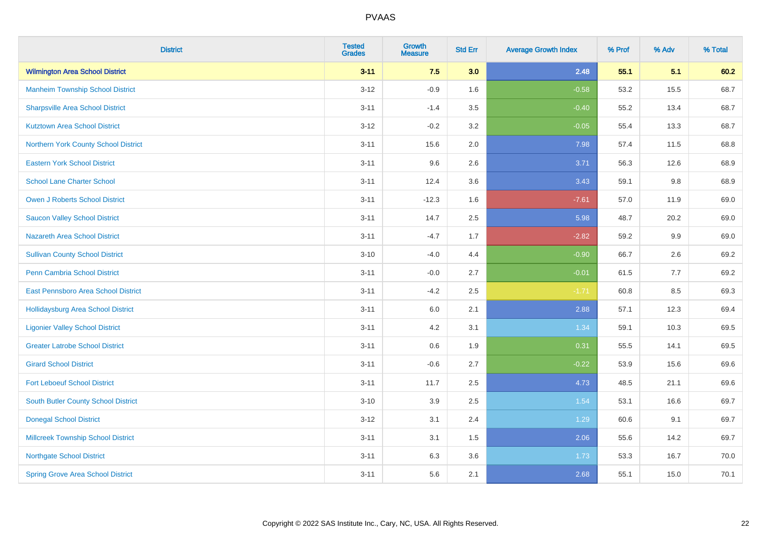| District | Tested Grades | Growth Measure | Std Err | Average Growth Index | % Prof | % Adv | % Total |
|---|---|---|---|---|---|---|---|
| **Wilmington Area School District** | **3-11** | **7.5** | **3.0** | **2.48** | **55.1** | **5.1** | **60.2** |
| Manheim Township School District | 3-12 | -0.9 | 1.6 | -0.58 | 53.2 | 15.5 | 68.7 |
| Sharpsville Area School District | 3-11 | -1.4 | 3.5 | -0.40 | 55.2 | 13.4 | 68.7 |
| Kutztown Area School District | 3-12 | -0.2 | 3.2 | -0.05 | 55.4 | 13.3 | 68.7 |
| Northern York County School District | 3-11 | 15.6 | 2.0 | 7.98 | 57.4 | 11.5 | 68.8 |
| Eastern York School District | 3-11 | 9.6 | 2.6 | 3.71 | 56.3 | 12.6 | 68.9 |
| School Lane Charter School | 3-11 | 12.4 | 3.6 | 3.43 | 59.1 | 9.8 | 68.9 |
| Owen J Roberts School District | 3-11 | -12.3 | 1.6 | -7.61 | 57.0 | 11.9 | 69.0 |
| Saucon Valley School District | 3-11 | 14.7 | 2.5 | 5.98 | 48.7 | 20.2 | 69.0 |
| Nazareth Area School District | 3-11 | -4.7 | 1.7 | -2.82 | 59.2 | 9.9 | 69.0 |
| Sullivan County School District | 3-10 | -4.0 | 4.4 | -0.90 | 66.7 | 2.6 | 69.2 |
| Penn Cambria School District | 3-11 | -0.0 | 2.7 | -0.01 | 61.5 | 7.7 | 69.2 |
| East Pennsboro Area School District | 3-11 | -4.2 | 2.5 | -1.71 | 60.8 | 8.5 | 69.3 |
| Hollidaysburg Area School District | 3-11 | 6.0 | 2.1 | 2.88 | 57.1 | 12.3 | 69.4 |
| Ligonier Valley School District | 3-11 | 4.2 | 3.1 | 1.34 | 59.1 | 10.3 | 69.5 |
| Greater Latrobe School District | 3-11 | 0.6 | 1.9 | 0.31 | 55.5 | 14.1 | 69.5 |
| Girard School District | 3-11 | -0.6 | 2.7 | -0.22 | 53.9 | 15.6 | 69.6 |
| Fort Leboeuf School District | 3-11 | 11.7 | 2.5 | 4.73 | 48.5 | 21.1 | 69.6 |
| South Butler County School District | 3-10 | 3.9 | 2.5 | 1.54 | 53.1 | 16.6 | 69.7 |
| Donegal School District | 3-12 | 3.1 | 2.4 | 1.29 | 60.6 | 9.1 | 69.7 |
| Millcreek Township School District | 3-11 | 3.1 | 1.5 | 2.06 | 55.6 | 14.2 | 69.7 |
| Northgate School District | 3-11 | 6.3 | 3.6 | 1.73 | 53.3 | 16.7 | 70.0 |
| Spring Grove Area School District | 3-11 | 5.6 | 2.1 | 2.68 | 55.1 | 15.0 | 70.1 |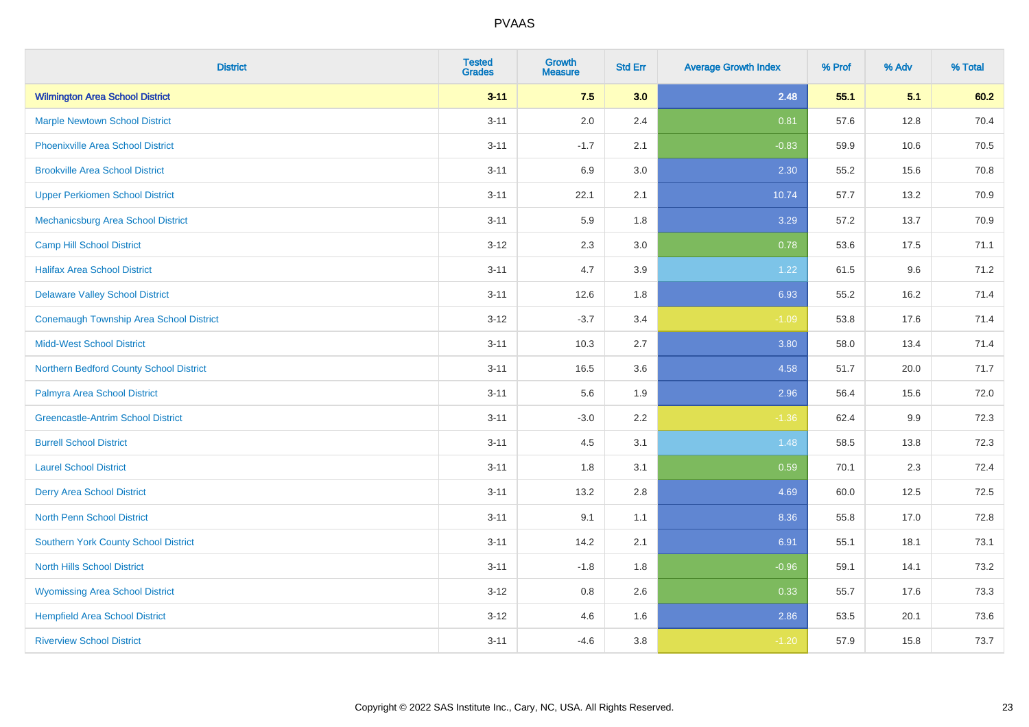# PVAAS

| District | Tested Grades | Growth Measure | Std Err | Average Growth Index | % Prof | % Adv | % Total |
|---|---|---|---|---|---|---|---|
| **Wilmington Area School District** | **3-11** | **7.5** | **3.0** | **2.48** | **55.1** | **5.1** | **60.2** |
| Marple Newtown School District | 3-11 | 2.0 | 2.4 | 0.81 | 57.6 | 12.8 | 70.4 |
| Phoenixville Area School District | 3-11 | -1.7 | 2.1 | -0.83 | 59.9 | 10.6 | 70.5 |
| Brookville Area School District | 3-11 | 6.9 | 3.0 | 2.30 | 55.2 | 15.6 | 70.8 |
| Upper Perkiomen School District | 3-11 | 22.1 | 2.1 | 10.74 | 57.7 | 13.2 | 70.9 |
| Mechanicsburg Area School District | 3-11 | 5.9 | 1.8 | 3.29 | 57.2 | 13.7 | 70.9 |
| Camp Hill School District | 3-12 | 2.3 | 3.0 | 0.78 | 53.6 | 17.5 | 71.1 |
| Halifax Area School District | 3-11 | 4.7 | 3.9 | 1.22 | 61.5 | 9.6 | 71.2 |
| Delaware Valley School District | 3-11 | 12.6 | 1.8 | 6.93 | 55.2 | 16.2 | 71.4 |
| Conemaugh Township Area School District | 3-12 | -3.7 | 3.4 | -1.09 | 53.8 | 17.6 | 71.4 |
| Midd-West School District | 3-11 | 10.3 | 2.7 | 3.80 | 58.0 | 13.4 | 71.4 |
| Northern Bedford County School District | 3-11 | 16.5 | 3.6 | 4.58 | 51.7 | 20.0 | 71.7 |
| Palmyra Area School District | 3-11 | 5.6 | 1.9 | 2.96 | 56.4 | 15.6 | 72.0 |
| Greencastle-Antrim School District | 3-11 | -3.0 | 2.2 | -1.36 | 62.4 | 9.9 | 72.3 |
| Burrell School District | 3-11 | 4.5 | 3.1 | 1.48 | 58.5 | 13.8 | 72.3 |
| Laurel School District | 3-11 | 1.8 | 3.1 | 0.59 | 70.1 | 2.3 | 72.4 |
| Derry Area School District | 3-11 | 13.2 | 2.8 | 4.69 | 60.0 | 12.5 | 72.5 |
| North Penn School District | 3-11 | 9.1 | 1.1 | 8.36 | 55.8 | 17.0 | 72.8 |
| Southern York County School District | 3-11 | 14.2 | 2.1 | 6.91 | 55.1 | 18.1 | 73.1 |
| North Hills School District | 3-11 | -1.8 | 1.8 | -0.96 | 59.1 | 14.1 | 73.2 |
| Wyomissing Area School District | 3-12 | 0.8 | 2.6 | 0.33 | 55.7 | 17.6 | 73.3 |
| Hempfield Area School District | 3-12 | 4.6 | 1.6 | 2.86 | 53.5 | 20.1 | 73.6 |
| Riverview School District | 3-11 | -4.6 | 3.8 | -1.20 | 57.9 | 15.8 | 73.7 |

Copyright © 2022 SAS Institute Inc., Cary, NC, USA. All Rights Reserved.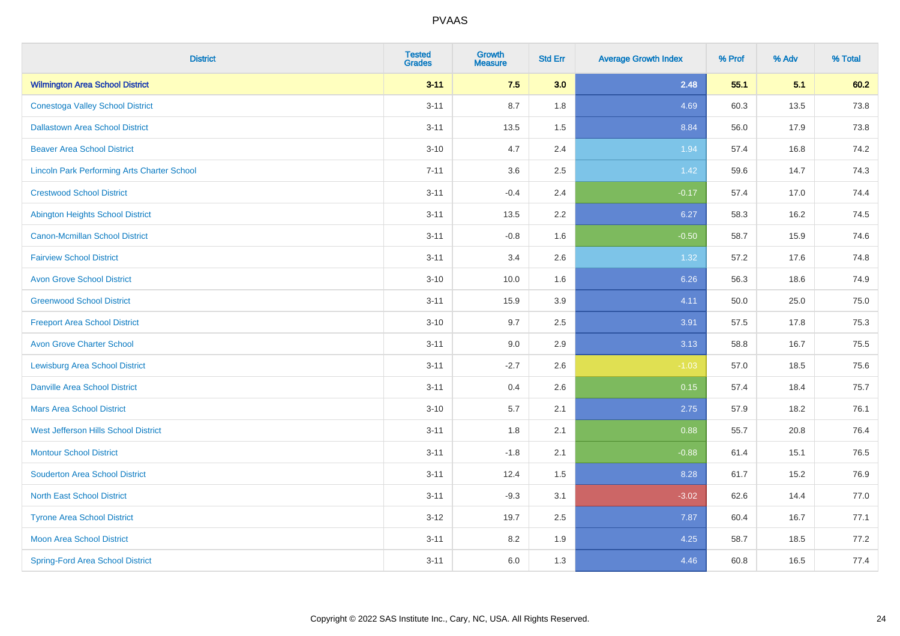| District | Tested Grades | Growth Measure | Std Err | Average Growth Index | % Prof | % Adv | % Total |
|---|---|---|---|---|---|---|---|
| **Wilmington Area School District** | **3-11** | **7.5** | **3.0** | **2.48** | **55.1** | **5.1** | **60.2** |
| Conestoga Valley School District | 3-11 | 8.7 | 1.8 | 4.69 | 60.3 | 13.5 | 73.8 |
| Dallastown Area School District | 3-11 | 13.5 | 1.5 | 8.84 | 56.0 | 17.9 | 73.8 |
| Beaver Area School District | 3-10 | 4.7 | 2.4 | 1.94 | 57.4 | 16.8 | 74.2 |
| Lincoln Park Performing Arts Charter School | 7-11 | 3.6 | 2.5 | 1.42 | 59.6 | 14.7 | 74.3 |
| Crestwood School District | 3-11 | -0.4 | 2.4 | -0.17 | 57.4 | 17.0 | 74.4 |
| Abington Heights School District | 3-11 | 13.5 | 2.2 | 6.27 | 58.3 | 16.2 | 74.5 |
| Canon-Mcmillan School District | 3-11 | -0.8 | 1.6 | -0.50 | 58.7 | 15.9 | 74.6 |
| Fairview School District | 3-11 | 3.4 | 2.6 | 1.32 | 57.2 | 17.6 | 74.8 |
| Avon Grove School District | 3-10 | 10.0 | 1.6 | 6.26 | 56.3 | 18.6 | 74.9 |
| Greenwood School District | 3-11 | 15.9 | 3.9 | 4.11 | 50.0 | 25.0 | 75.0 |
| Freeport Area School District | 3-10 | 9.7 | 2.5 | 3.91 | 57.5 | 17.8 | 75.3 |
| Avon Grove Charter School | 3-11 | 9.0 | 2.9 | 3.13 | 58.8 | 16.7 | 75.5 |
| Lewisburg Area School District | 3-11 | -2.7 | 2.6 | -1.03 | 57.0 | 18.5 | 75.6 |
| Danville Area School District | 3-11 | 0.4 | 2.6 | 0.15 | 57.4 | 18.4 | 75.7 |
| Mars Area School District | 3-10 | 5.7 | 2.1 | 2.75 | 57.9 | 18.2 | 76.1 |
| West Jefferson Hills School District | 3-11 | 1.8 | 2.1 | 0.88 | 55.7 | 20.8 | 76.4 |
| Montour School District | 3-11 | -1.8 | 2.1 | -0.88 | 61.4 | 15.1 | 76.5 |
| Souderton Area School District | 3-11 | 12.4 | 1.5 | 8.28 | 61.7 | 15.2 | 76.9 |
| North East School District | 3-11 | -9.3 | 3.1 | -3.02 | 62.6 | 14.4 | 77.0 |
| Tyrone Area School District | 3-12 | 19.7 | 2.5 | 7.87 | 60.4 | 16.7 | 77.1 |
| Moon Area School District | 3-11 | 8.2 | 1.9 | 4.25 | 58.7 | 18.5 | 77.2 |
| Spring-Ford Area School District | 3-11 | 6.0 | 1.3 | 4.46 | 60.8 | 16.5 | 77.4 |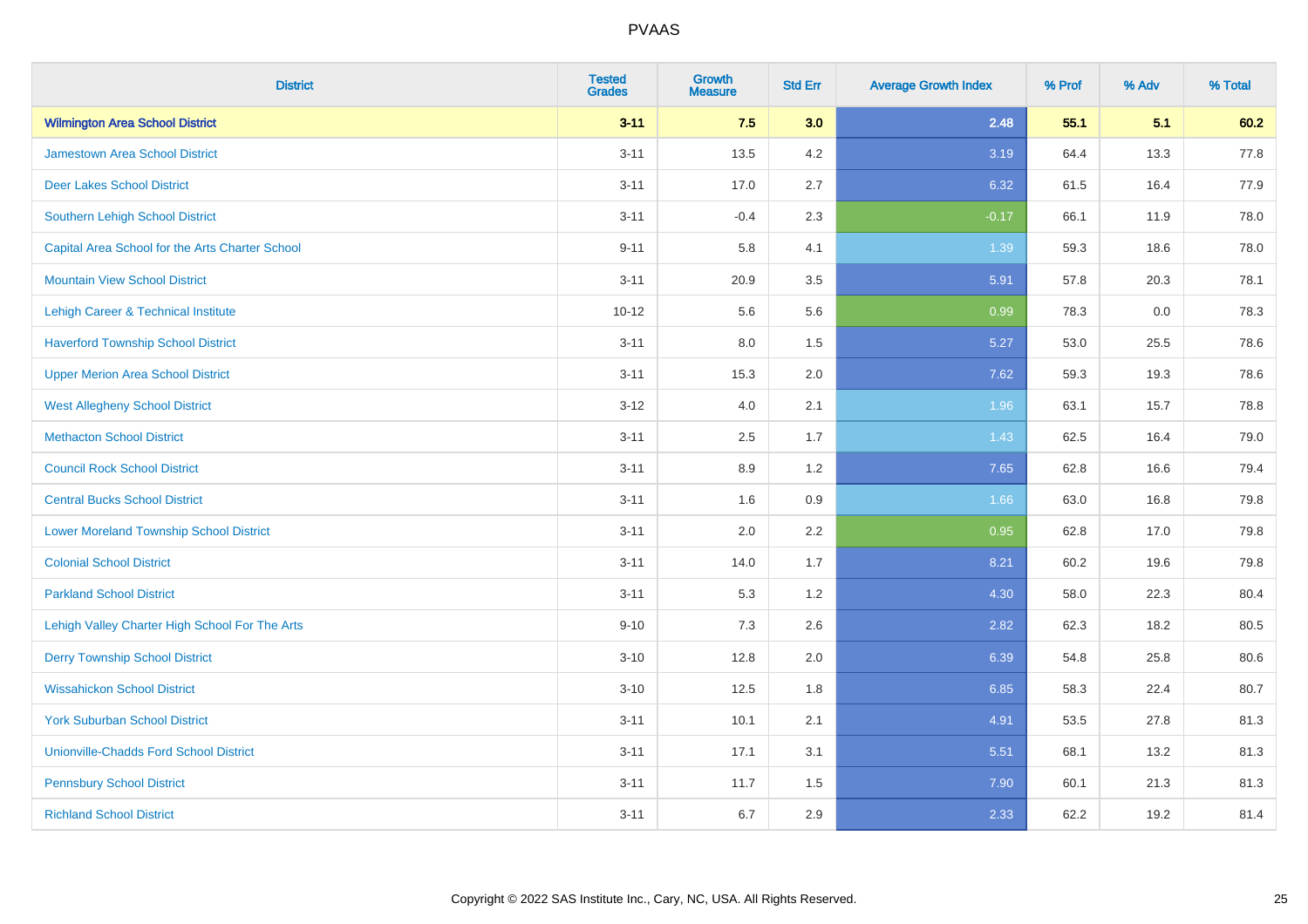# PVAAS

| District | Tested Grades | Growth Measure | Std Err | Average Growth Index | % Prof | % Adv | % Total |
|---|---|---|---|---|---|---|---|
| **Wilmington Area School District** | **3-11** | **7.5** | **3.0** | **2.48** | **55.1** | **5.1** | **60.2** |
| Jamestown Area School District | 3-11 | 13.5 | 4.2 | 3.19 | 64.4 | 13.3 | 77.8 |
| Deer Lakes School District | 3-11 | 17.0 | 2.7 | 6.32 | 61.5 | 16.4 | 77.9 |
| Southern Lehigh School District | 3-11 | -0.4 | 2.3 | -0.17 | 66.1 | 11.9 | 78.0 |
| Capital Area School for the Arts Charter School | 9-11 | 5.8 | 4.1 | 1.39 | 59.3 | 18.6 | 78.0 |
| Mountain View School District | 3-11 | 20.9 | 3.5 | 5.91 | 57.8 | 20.3 | 78.1 |
| Lehigh Career & Technical Institute | 10-12 | 5.6 | 5.6 | 0.99 | 78.3 | 0.0 | 78.3 |
| Haverford Township School District | 3-11 | 8.0 | 1.5 | 5.27 | 53.0 | 25.5 | 78.6 |
| Upper Merion Area School District | 3-11 | 15.3 | 2.0 | 7.62 | 59.3 | 19.3 | 78.6 |
| West Allegheny School District | 3-12 | 4.0 | 2.1 | 1.96 | 63.1 | 15.7 | 78.8 |
| Methacton School District | 3-11 | 2.5 | 1.7 | 1.43 | 62.5 | 16.4 | 79.0 |
| Council Rock School District | 3-11 | 8.9 | 1.2 | 7.65 | 62.8 | 16.6 | 79.4 |
| Central Bucks School District | 3-11 | 1.6 | 0.9 | 1.66 | 63.0 | 16.8 | 79.8 |
| Lower Moreland Township School District | 3-11 | 2.0 | 2.2 | 0.95 | 62.8 | 17.0 | 79.8 |
| Colonial School District | 3-11 | 14.0 | 1.7 | 8.21 | 60.2 | 19.6 | 79.8 |
| Parkland School District | 3-11 | 5.3 | 1.2 | 4.30 | 58.0 | 22.3 | 80.4 |
| Lehigh Valley Charter High School For The Arts | 9-10 | 7.3 | 2.6 | 2.82 | 62.3 | 18.2 | 80.5 |
| Derry Township School District | 3-10 | 12.8 | 2.0 | 6.39 | 54.8 | 25.8 | 80.6 |
| Wissahickon School District | 3-10 | 12.5 | 1.8 | 6.85 | 58.3 | 22.4 | 80.7 |
| York Suburban School District | 3-11 | 10.1 | 2.1 | 4.91 | 53.5 | 27.8 | 81.3 |
| Unionville-Chadds Ford School District | 3-11 | 17.1 | 3.1 | 5.51 | 68.1 | 13.2 | 81.3 |
| Pennsbury School District | 3-11 | 11.7 | 1.5 | 7.90 | 60.1 | 21.3 | 81.3 |
| Richland School District | 3-11 | 6.7 | 2.9 | 2.33 | 62.2 | 19.2 | 81.4 |

Copyright © 2022 SAS Institute Inc., Cary, NC, USA. All Rights Reserved.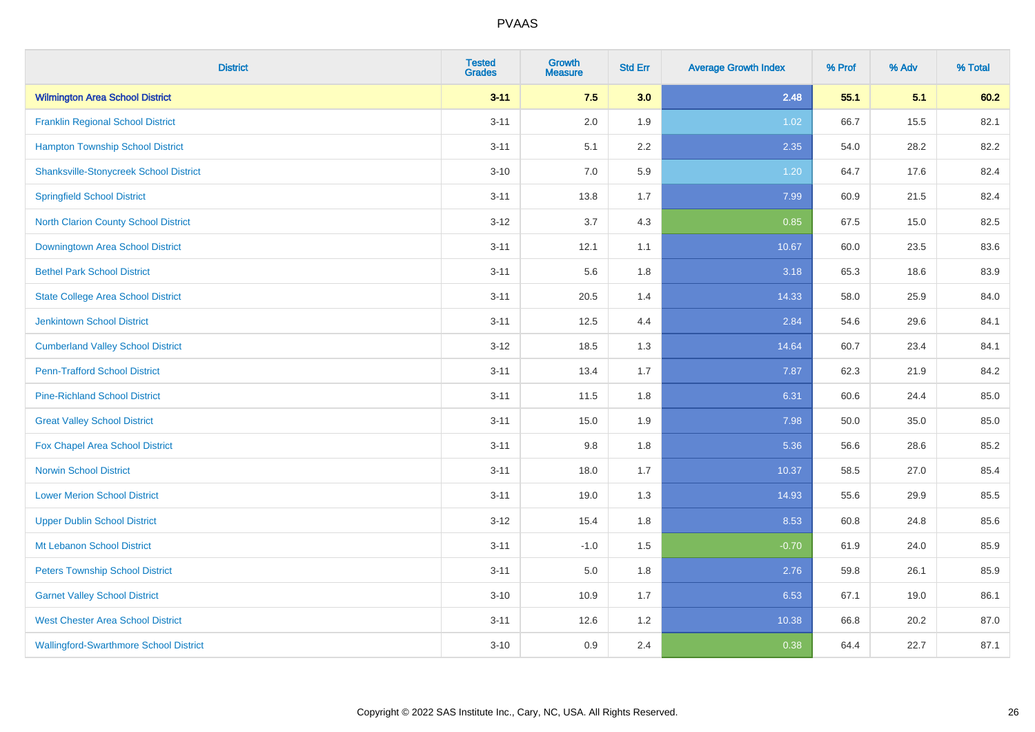| District | Tested Grades | Growth Measure | Std Err | Average Growth Index | % Prof | % Adv | % Total |
|---|---|---|---|---|---|---|---|
| **Wilmington Area School District** | **3-11** | **7.5** | **3.0** | **2.48** | **55.1** | **5.1** | **60.2** |
| Franklin Regional School District | 3-11 | 2.0 | 1.9 | 1.02 | 66.7 | 15.5 | 82.1 |
| Hampton Township School District | 3-11 | 5.1 | 2.2 | 2.35 | 54.0 | 28.2 | 82.2 |
| Shanksville-Stonycreek School District | 3-10 | 7.0 | 5.9 | 1.20 | 64.7 | 17.6 | 82.4 |
| Springfield School District | 3-11 | 13.8 | 1.7 | 7.99 | 60.9 | 21.5 | 82.4 |
| North Clarion County School District | 3-12 | 3.7 | 4.3 | 0.85 | 67.5 | 15.0 | 82.5 |
| Downingtown Area School District | 3-11 | 12.1 | 1.1 | 10.67 | 60.0 | 23.5 | 83.6 |
| Bethel Park School District | 3-11 | 5.6 | 1.8 | 3.18 | 65.3 | 18.6 | 83.9 |
| State College Area School District | 3-11 | 20.5 | 1.4 | 14.33 | 58.0 | 25.9 | 84.0 |
| Jenkintown School District | 3-11 | 12.5 | 4.4 | 2.84 | 54.6 | 29.6 | 84.1 |
| Cumberland Valley School District | 3-12 | 18.5 | 1.3 | 14.64 | 60.7 | 23.4 | 84.1 |
| Penn-Trafford School District | 3-11 | 13.4 | 1.7 | 7.87 | 62.3 | 21.9 | 84.2 |
| Pine-Richland School District | 3-11 | 11.5 | 1.8 | 6.31 | 60.6 | 24.4 | 85.0 |
| Great Valley School District | 3-11 | 15.0 | 1.9 | 7.98 | 50.0 | 35.0 | 85.0 |
| Fox Chapel Area School District | 3-11 | 9.8 | 1.8 | 5.36 | 56.6 | 28.6 | 85.2 |
| Norwin School District | 3-11 | 18.0 | 1.7 | 10.37 | 58.5 | 27.0 | 85.4 |
| Lower Merion School District | 3-11 | 19.0 | 1.3 | 14.93 | 55.6 | 29.9 | 85.5 |
| Upper Dublin School District | 3-12 | 15.4 | 1.8 | 8.53 | 60.8 | 24.8 | 85.6 |
| Mt Lebanon School District | 3-11 | -1.0 | 1.5 | -0.70 | 61.9 | 24.0 | 85.9 |
| Peters Township School District | 3-11 | 5.0 | 1.8 | 2.76 | 59.8 | 26.1 | 85.9 |
| Garnet Valley School District | 3-10 | 10.9 | 1.7 | 6.53 | 67.1 | 19.0 | 86.1 |
| West Chester Area School District | 3-11 | 12.6 | 1.2 | 10.38 | 66.8 | 20.2 | 87.0 |
| Wallingford-Swarthmore School District | 3-10 | 0.9 | 2.4 | 0.38 | 64.4 | 22.7 | 87.1 |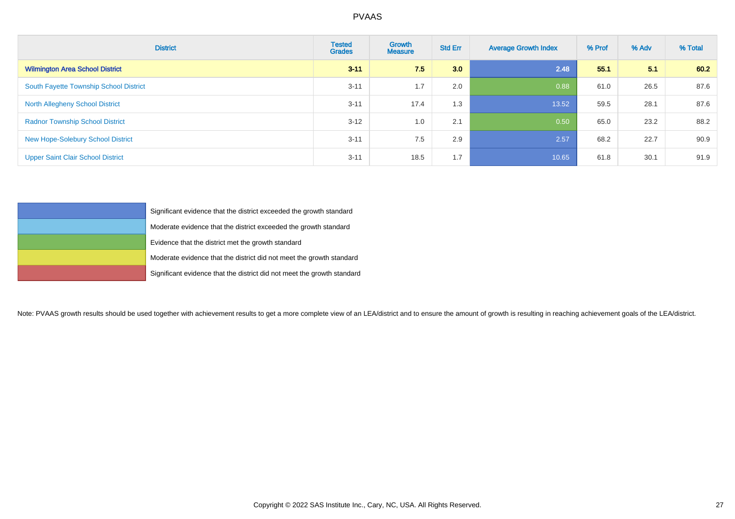# PVAAS

| District | Tested Grades | Growth Measure | Std Err | Average Growth Index | % Prof | % Adv | % Total |
|---|---|---|---|---|---|---|---|
| **Wilmington Area School District** | **3-11** | **7.5** | **3.0** | **2.48** | **55.1** | **5.1** | **60.2** |
| South Fayette Township School District | 3-11 | 1.7 | 2.0 | 0.88 | 61.0 | 26.5 | 87.6 |
| North Allegheny School District | 3-11 | 17.4 | 1.3 | 13.52 | 59.5 | 28.1 | 87.6 |
| Radnor Township School District | 3-12 | 1.0 | 2.1 | 0.50 | 65.0 | 23.2 | 88.2 |
| New Hope-Solebury School District | 3-11 | 7.5 | 2.9 | 2.57 | 68.2 | 22.7 | 90.9 |
| Upper Saint Clair School District | 3-11 | 18.5 | 1.7 | 10.65 | 61.8 | 30.1 | 91.9 |

Significant evidence that the district exceeded the growth standard

Moderate evidence that the district exceeded the growth standard

Evidence that the district met the growth standard

Moderate evidence that the district did not meet the growth standard

Significant evidence that the district did not meet the growth standard

Note: PVAAS growth results should be used together with achievement results to get a more complete view of an LEA/district and to ensure the amount of growth is resulting in reaching achievement goals of the LEA/district.

Copyright © 2022 SAS Institute Inc., Cary, NC, USA. All Rights Reserved.